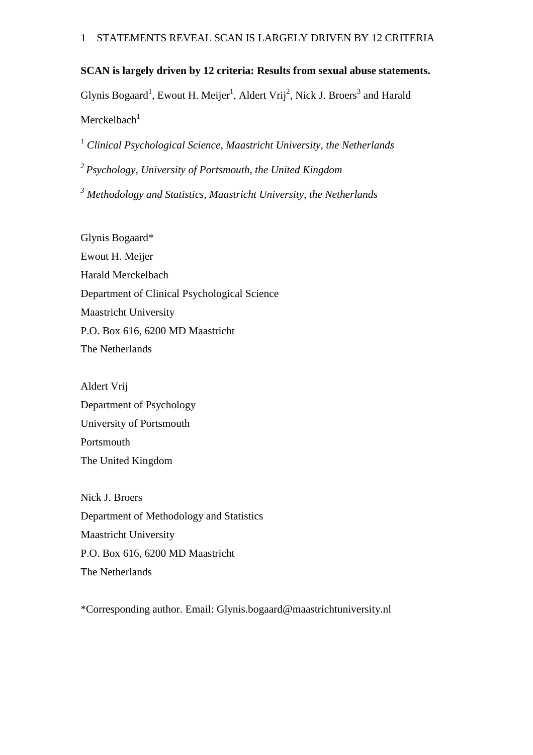# SCAN is largely driven by 12 criteria: Results from sexual abuse statements.

Glynis Bogaard[1], Ewout H. Meijer[1], Aldert Vrij[2], Nick J. Broers[3] and Harald Merckelbach[1]

[1] *Clinical Psychological Science, Maastricht University, the Netherlands*

[2] *Psychology, University of Portsmouth, the United Kingdom*

[3] *Methodology and Statistics, Maastricht University, the Netherlands*

Glynis Bogaard*
Ewout H. Meijer
Harald Merckelbach
Department of Clinical Psychological Science
Maastricht University
P.O. Box 616, 6200 MD Maastricht
The Netherlands

Aldert Vrij
Department of Psychology
University of Portsmouth
Portsmouth
The United Kingdom

Nick J. Broers
Department of Methodology and Statistics
Maastricht University
P.O. Box 616, 6200 MD Maastricht
The Netherlands

*Corresponding author. Email: Glynis.bogaard@maastrichtuniversity.nl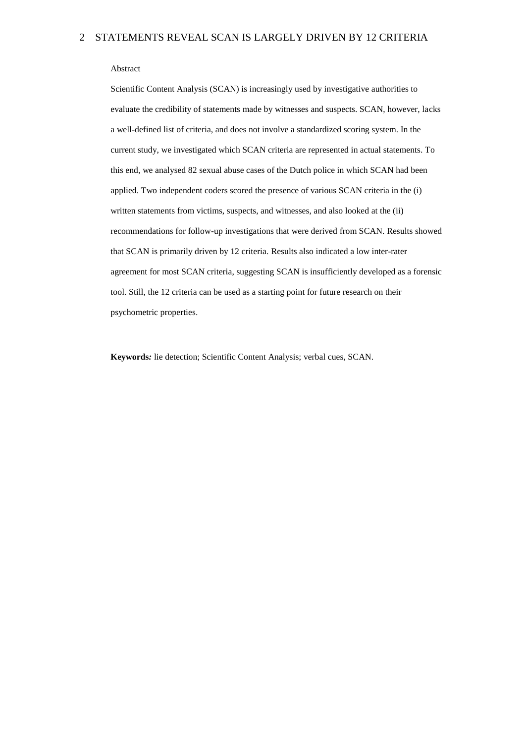Abstract

Scientific Content Analysis (SCAN) is increasingly used by investigative authorities to evaluate the credibility of statements made by witnesses and suspects. SCAN, however, lacks a well-defined list of criteria, and does not involve a standardized scoring system. In the current study, we investigated which SCAN criteria are represented in actual statements. To this end, we analysed 82 sexual abuse cases of the Dutch police in which SCAN had been applied. Two independent coders scored the presence of various SCAN criteria in the (i) written statements from victims, suspects, and witnesses, and also looked at the (ii) recommendations for follow-up investigations that were derived from SCAN. Results showed that SCAN is primarily driven by 12 criteria. Results also indicated a low inter-rater agreement for most SCAN criteria, suggesting SCAN is insufficiently developed as a forensic tool. Still, the 12 criteria can be used as a starting point for future research on their psychometric properties.

**Keywords***:* lie detection; Scientific Content Analysis; verbal cues, SCAN.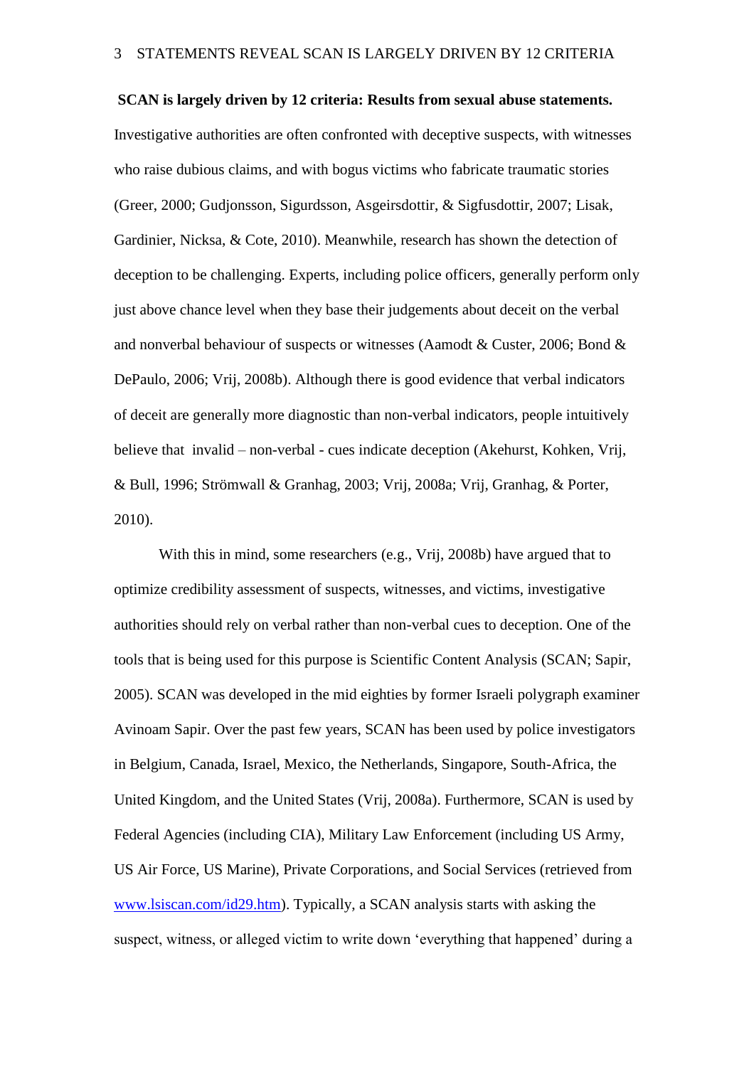**SCAN is largely driven by 12 criteria: Results from sexual abuse statements.**

Investigative authorities are often confronted with deceptive suspects, with witnesses who raise dubious claims, and with bogus victims who fabricate traumatic stories (Greer, 2000; Gudjonsson, Sigurdsson, Asgeirsdottir, & Sigfusdottir, 2007; Lisak, Gardinier, Nicksa, & Cote, 2010). Meanwhile, research has shown the detection of deception to be challenging. Experts, including police officers, generally perform only just above chance level when they base their judgements about deceit on the verbal and nonverbal behaviour of suspects or witnesses (Aamodt & Custer, 2006; Bond & DePaulo, 2006; Vrij, 2008b). Although there is good evidence that verbal indicators of deceit are generally more diagnostic than non-verbal indicators, people intuitively believe that invalid – non-verbal - cues indicate deception (Akehurst, Kohken, Vrij, & Bull, 1996; Strömwall & Granhag, 2003; Vrij, 2008a; Vrij, Granhag, & Porter, 2010).

With this in mind, some researchers (e.g., Vrij, 2008b) have argued that to optimize credibility assessment of suspects, witnesses, and victims, investigative authorities should rely on verbal rather than non-verbal cues to deception. One of the tools that is being used for this purpose is Scientific Content Analysis (SCAN; Sapir, 2005). SCAN was developed in the mid eighties by former Israeli polygraph examiner Avinoam Sapir. Over the past few years, SCAN has been used by police investigators in Belgium, Canada, Israel, Mexico, the Netherlands, Singapore, South-Africa, the United Kingdom, and the United States (Vrij, 2008a). Furthermore, SCAN is used by Federal Agencies (including CIA), Military Law Enforcement (including US Army, US Air Force, US Marine), Private Corporations, and Social Services (retrieved from www.lsiscan.com/id29.htm). Typically, a SCAN analysis starts with asking the suspect, witness, or alleged victim to write down 'everything that happened' during a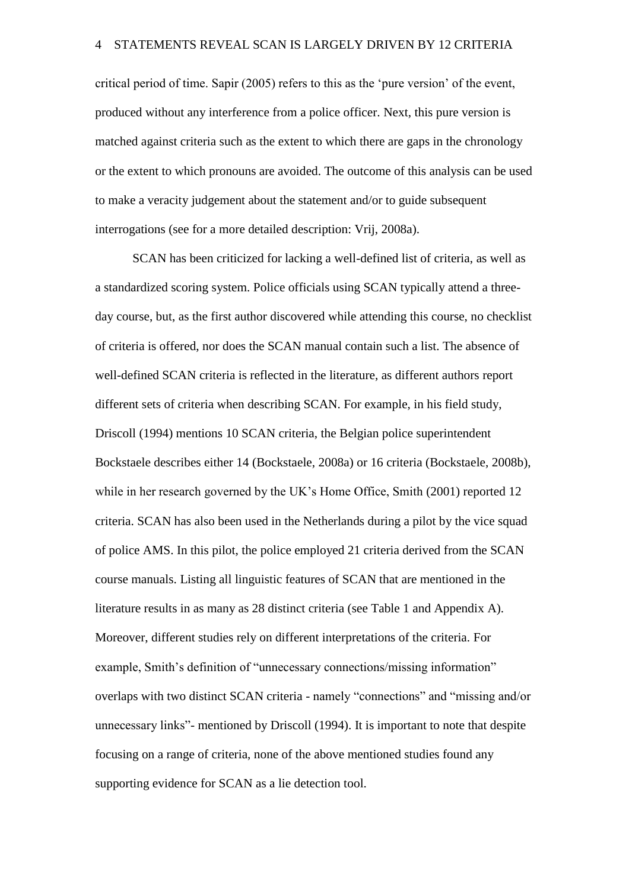critical period of time. Sapir (2005) refers to this as the 'pure version' of the event, produced without any interference from a police officer. Next, this pure version is matched against criteria such as the extent to which there are gaps in the chronology or the extent to which pronouns are avoided. The outcome of this analysis can be used to make a veracity judgement about the statement and/or to guide subsequent interrogations (see for a more detailed description: Vrij, 2008a).

SCAN has been criticized for lacking a well-defined list of criteria, as well as a standardized scoring system. Police officials using SCAN typically attend a three-day course, but, as the first author discovered while attending this course, no checklist of criteria is offered, nor does the SCAN manual contain such a list. The absence of well-defined SCAN criteria is reflected in the literature, as different authors report different sets of criteria when describing SCAN. For example, in his field study, Driscoll (1994) mentions 10 SCAN criteria, the Belgian police superintendent Bockstaele describes either 14 (Bockstaele, 2008a) or 16 criteria (Bockstaele, 2008b), while in her research governed by the UK's Home Office, Smith (2001) reported 12 criteria. SCAN has also been used in the Netherlands during a pilot by the vice squad of police AMS. In this pilot, the police employed 21 criteria derived from the SCAN course manuals. Listing all linguistic features of SCAN that are mentioned in the literature results in as many as 28 distinct criteria (see Table 1 and Appendix A). Moreover, different studies rely on different interpretations of the criteria. For example, Smith's definition of "unnecessary connections/missing information" overlaps with two distinct SCAN criteria - namely "connections" and "missing and/or unnecessary links"- mentioned by Driscoll (1994). It is important to note that despite focusing on a range of criteria, none of the above mentioned studies found any supporting evidence for SCAN as a lie detection tool.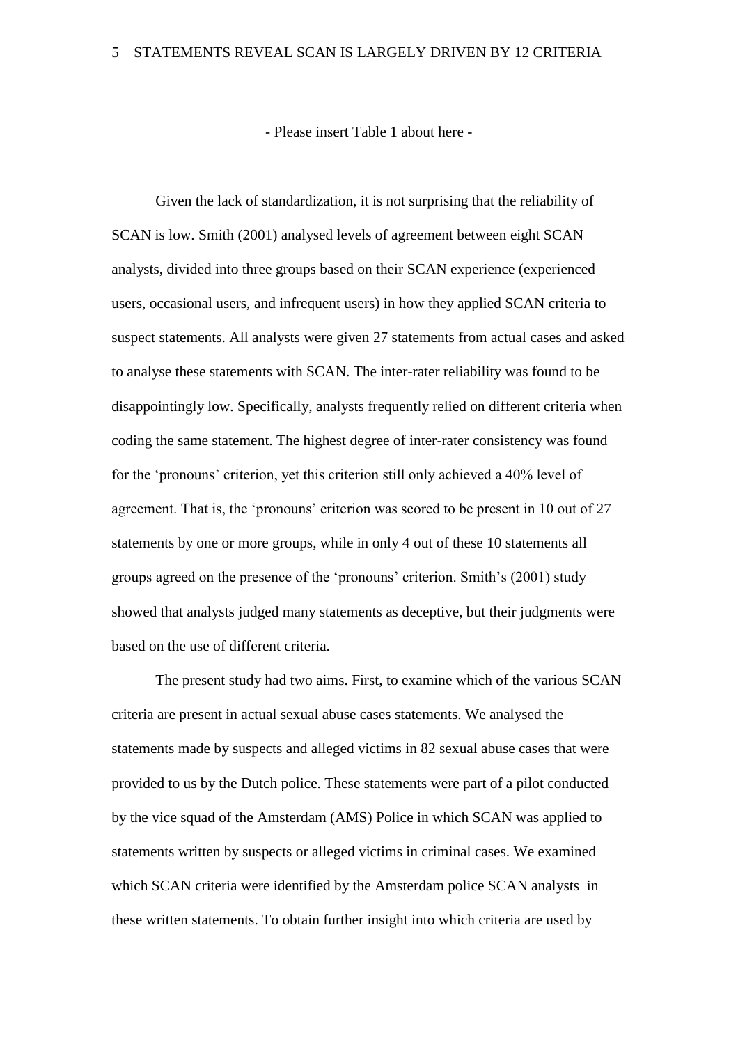- Please insert Table 1 about here -

Given the lack of standardization, it is not surprising that the reliability of SCAN is low. Smith (2001) analysed levels of agreement between eight SCAN analysts, divided into three groups based on their SCAN experience (experienced users, occasional users, and infrequent users) in how they applied SCAN criteria to suspect statements. All analysts were given 27 statements from actual cases and asked to analyse these statements with SCAN. The inter-rater reliability was found to be disappointingly low. Specifically, analysts frequently relied on different criteria when coding the same statement. The highest degree of inter-rater consistency was found for the 'pronouns' criterion, yet this criterion still only achieved a 40% level of agreement. That is, the 'pronouns' criterion was scored to be present in 10 out of 27 statements by one or more groups, while in only 4 out of these 10 statements all groups agreed on the presence of the 'pronouns' criterion. Smith's (2001) study showed that analysts judged many statements as deceptive, but their judgments were based on the use of different criteria.

The present study had two aims. First, to examine which of the various SCAN criteria are present in actual sexual abuse cases statements. We analysed the statements made by suspects and alleged victims in 82 sexual abuse cases that were provided to us by the Dutch police. These statements were part of a pilot conducted by the vice squad of the Amsterdam (AMS) Police in which SCAN was applied to statements written by suspects or alleged victims in criminal cases. We examined which SCAN criteria were identified by the Amsterdam police SCAN analysts in these written statements. To obtain further insight into which criteria are used by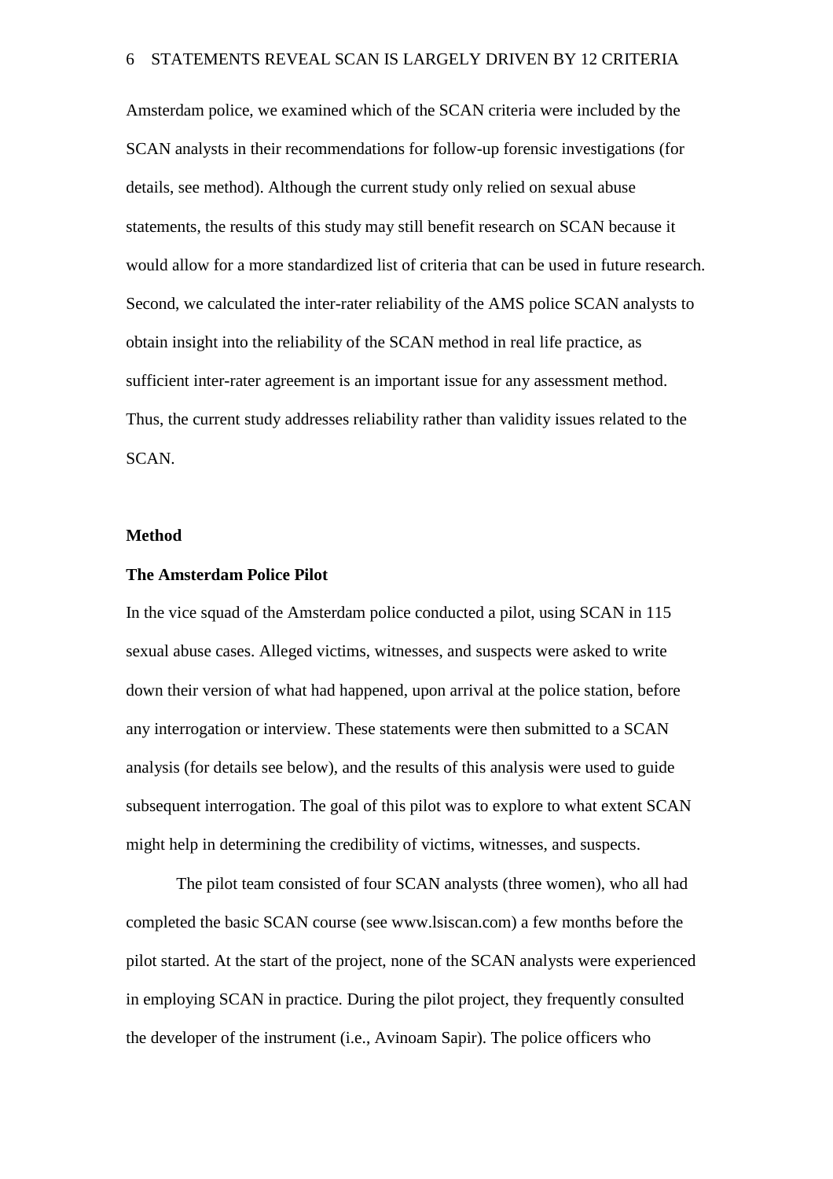Amsterdam police, we examined which of the SCAN criteria were included by the SCAN analysts in their recommendations for follow-up forensic investigations (for details, see method). Although the current study only relied on sexual abuse statements, the results of this study may still benefit research on SCAN because it would allow for a more standardized list of criteria that can be used in future research. Second, we calculated the inter-rater reliability of the AMS police SCAN analysts to obtain insight into the reliability of the SCAN method in real life practice, as sufficient inter-rater agreement is an important issue for any assessment method. Thus, the current study addresses reliability rather than validity issues related to the SCAN.

## Method

### The Amsterdam Police Pilot

In the vice squad of the Amsterdam police conducted a pilot, using SCAN in 115 sexual abuse cases. Alleged victims, witnesses, and suspects were asked to write down their version of what had happened, upon arrival at the police station, before any interrogation or interview. These statements were then submitted to a SCAN analysis (for details see below), and the results of this analysis were used to guide subsequent interrogation. The goal of this pilot was to explore to what extent SCAN might help in determining the credibility of victims, witnesses, and suspects.

The pilot team consisted of four SCAN analysts (three women), who all had completed the basic SCAN course (see www.lsiscan.com) a few months before the pilot started. At the start of the project, none of the SCAN analysts were experienced in employing SCAN in practice. During the pilot project, they frequently consulted the developer of the instrument (i.e., Avinoam Sapir). The police officers who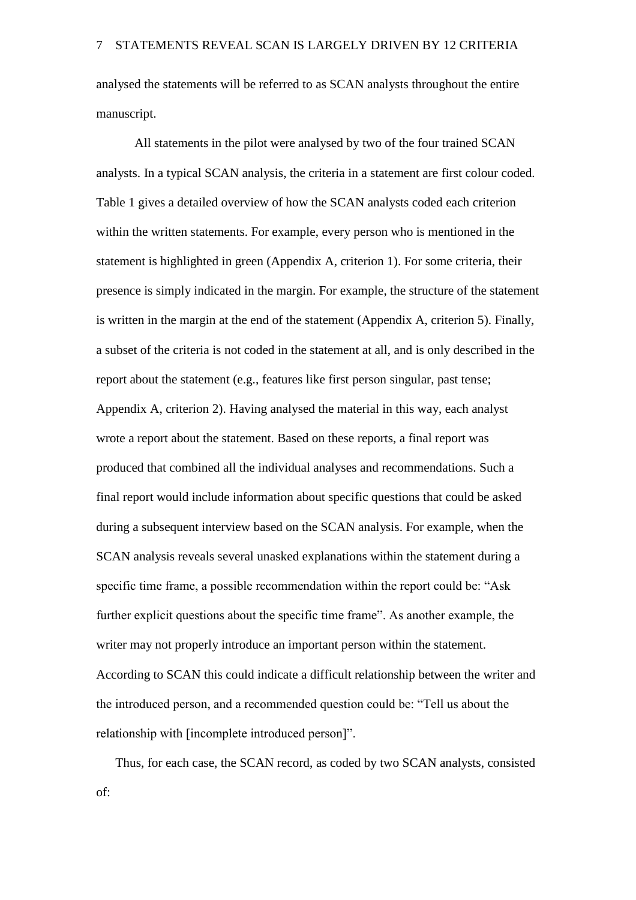analysed the statements will be referred to as SCAN analysts throughout the entire manuscript.

All statements in the pilot were analysed by two of the four trained SCAN analysts. In a typical SCAN analysis, the criteria in a statement are first colour coded. Table 1 gives a detailed overview of how the SCAN analysts coded each criterion within the written statements. For example, every person who is mentioned in the statement is highlighted in green (Appendix A, criterion 1). For some criteria, their presence is simply indicated in the margin. For example, the structure of the statement is written in the margin at the end of the statement (Appendix A, criterion 5). Finally, a subset of the criteria is not coded in the statement at all, and is only described in the report about the statement (e.g., features like first person singular, past tense; Appendix A, criterion 2). Having analysed the material in this way, each analyst wrote a report about the statement. Based on these reports, a final report was produced that combined all the individual analyses and recommendations. Such a final report would include information about specific questions that could be asked during a subsequent interview based on the SCAN analysis. For example, when the SCAN analysis reveals several unasked explanations within the statement during a specific time frame, a possible recommendation within the report could be: "Ask further explicit questions about the specific time frame". As another example, the writer may not properly introduce an important person within the statement. According to SCAN this could indicate a difficult relationship between the writer and the introduced person, and a recommended question could be: "Tell us about the relationship with [incomplete introduced person]".

Thus, for each case, the SCAN record, as coded by two SCAN analysts, consisted of: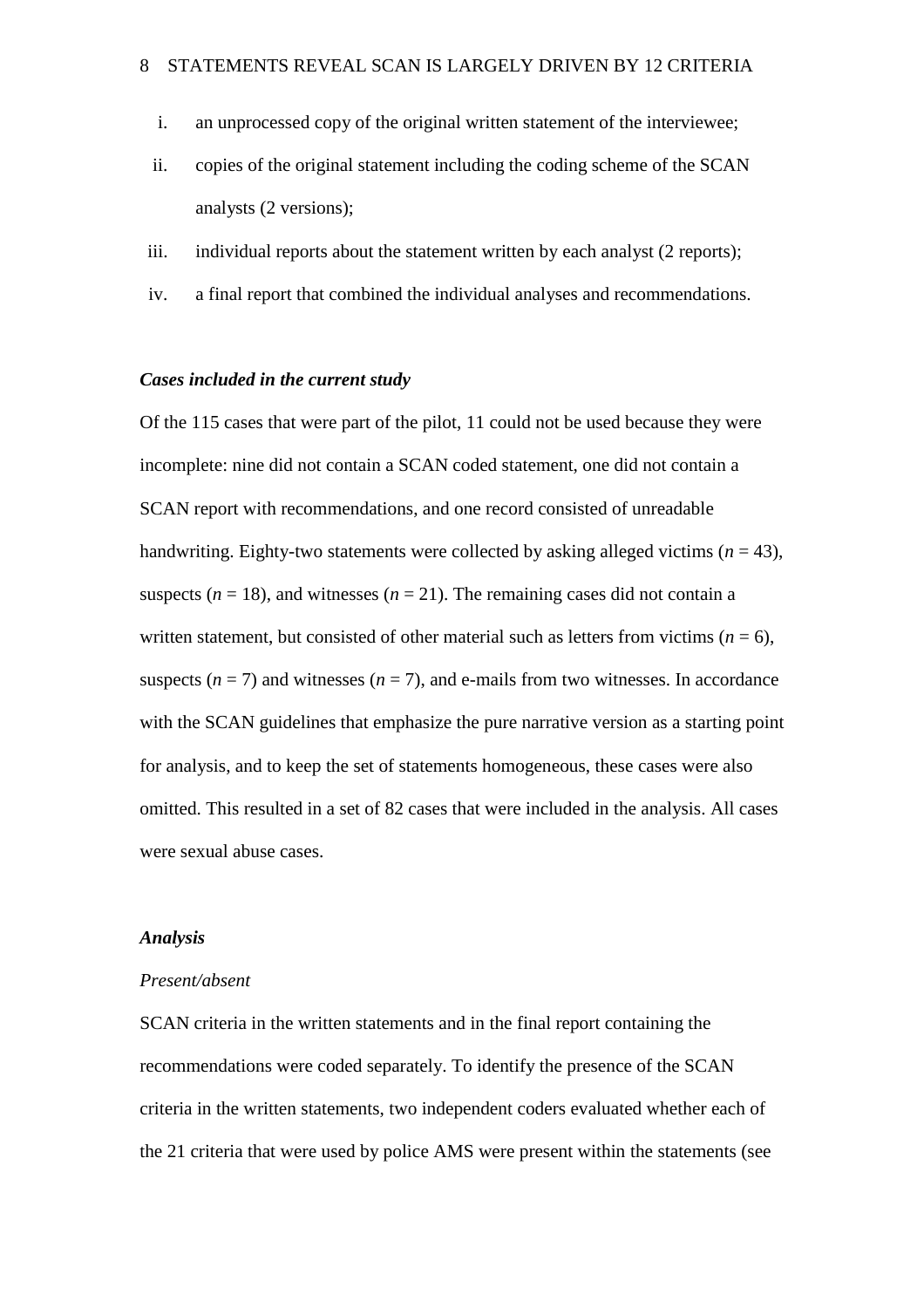i. an unprocessed copy of the original written statement of the interviewee;
ii. copies of the original statement including the coding scheme of the SCAN analysts (2 versions);
iii. individual reports about the statement written by each analyst (2 reports);
iv. a final report that combined the individual analyses and recommendations.

***Cases included in the current study***

Of the 115 cases that were part of the pilot, 11 could not be used because they were incomplete: nine did not contain a SCAN coded statement, one did not contain a SCAN report with recommendations, and one record consisted of unreadable handwriting. Eighty-two statements were collected by asking alleged victims (*n* = 43), suspects (*n* = 18), and witnesses (*n* = 21). The remaining cases did not contain a written statement, but consisted of other material such as letters from victims (*n* = 6), suspects (*n* = 7) and witnesses (*n* = 7), and e-mails from two witnesses. In accordance with the SCAN guidelines that emphasize the pure narrative version as a starting point for analysis, and to keep the set of statements homogeneous, these cases were also omitted. This resulted in a set of 82 cases that were included in the analysis. All cases were sexual abuse cases.

***Analysis***

*Present/absent*

SCAN criteria in the written statements and in the final report containing the recommendations were coded separately. To identify the presence of the SCAN criteria in the written statements, two independent coders evaluated whether each of the 21 criteria that were used by police AMS were present within the statements (see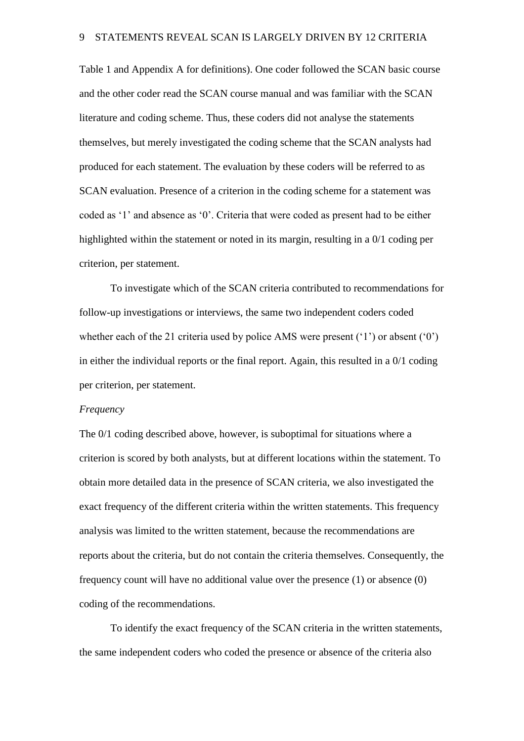Table 1 and Appendix A for definitions). One coder followed the SCAN basic course and the other coder read the SCAN course manual and was familiar with the SCAN literature and coding scheme. Thus, these coders did not analyse the statements themselves, but merely investigated the coding scheme that the SCAN analysts had produced for each statement. The evaluation by these coders will be referred to as SCAN evaluation. Presence of a criterion in the coding scheme for a statement was coded as '1' and absence as '0'. Criteria that were coded as present had to be either highlighted within the statement or noted in its margin, resulting in a 0/1 coding per criterion, per statement.

To investigate which of the SCAN criteria contributed to recommendations for follow-up investigations or interviews, the same two independent coders coded whether each of the 21 criteria used by police AMS were present ('1') or absent ('0') in either the individual reports or the final report. Again, this resulted in a 0/1 coding per criterion, per statement.

*Frequency*

The 0/1 coding described above, however, is suboptimal for situations where a criterion is scored by both analysts, but at different locations within the statement. To obtain more detailed data in the presence of SCAN criteria, we also investigated the exact frequency of the different criteria within the written statements. This frequency analysis was limited to the written statement, because the recommendations are reports about the criteria, but do not contain the criteria themselves. Consequently, the frequency count will have no additional value over the presence (1) or absence (0) coding of the recommendations.

To identify the exact frequency of the SCAN criteria in the written statements, the same independent coders who coded the presence or absence of the criteria also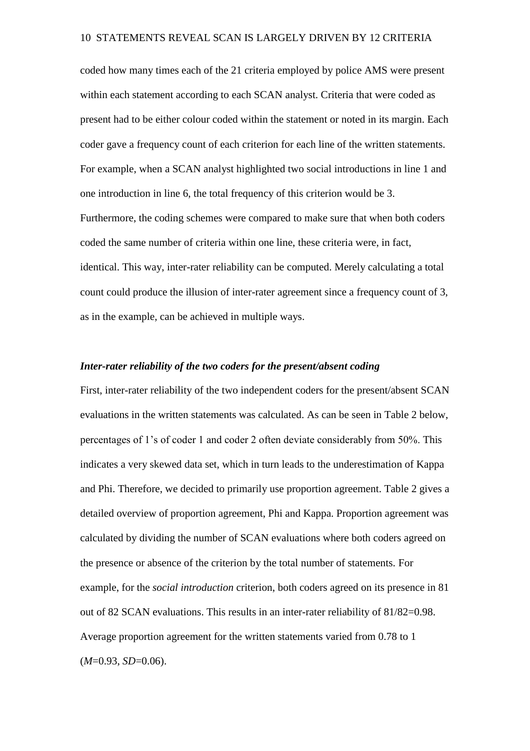coded how many times each of the 21 criteria employed by police AMS were present within each statement according to each SCAN analyst. Criteria that were coded as present had to be either colour coded within the statement or noted in its margin. Each coder gave a frequency count of each criterion for each line of the written statements. For example, when a SCAN analyst highlighted two social introductions in line 1 and one introduction in line 6, the total frequency of this criterion would be 3. Furthermore, the coding schemes were compared to make sure that when both coders coded the same number of criteria within one line, these criteria were, in fact, identical. This way, inter-rater reliability can be computed. Merely calculating a total count could produce the illusion of inter-rater agreement since a frequency count of 3, as in the example, can be achieved in multiple ways.

### *Inter-rater reliability of the two coders for the present/absent coding*

First, inter-rater reliability of the two independent coders for the present/absent SCAN evaluations in the written statements was calculated. As can be seen in Table 2 below, percentages of 1's of coder 1 and coder 2 often deviate considerably from 50%. This indicates a very skewed data set, which in turn leads to the underestimation of Kappa and Phi. Therefore, we decided to primarily use proportion agreement. Table 2 gives a detailed overview of proportion agreement, Phi and Kappa. Proportion agreement was calculated by dividing the number of SCAN evaluations where both coders agreed on the presence or absence of the criterion by the total number of statements. For example, for the *social introduction* criterion, both coders agreed on its presence in 81 out of 82 SCAN evaluations. This results in an inter-rater reliability of 81/82=0.98. Average proportion agreement for the written statements varied from 0.78 to 1 ($M$=0.93, $SD$=0.06).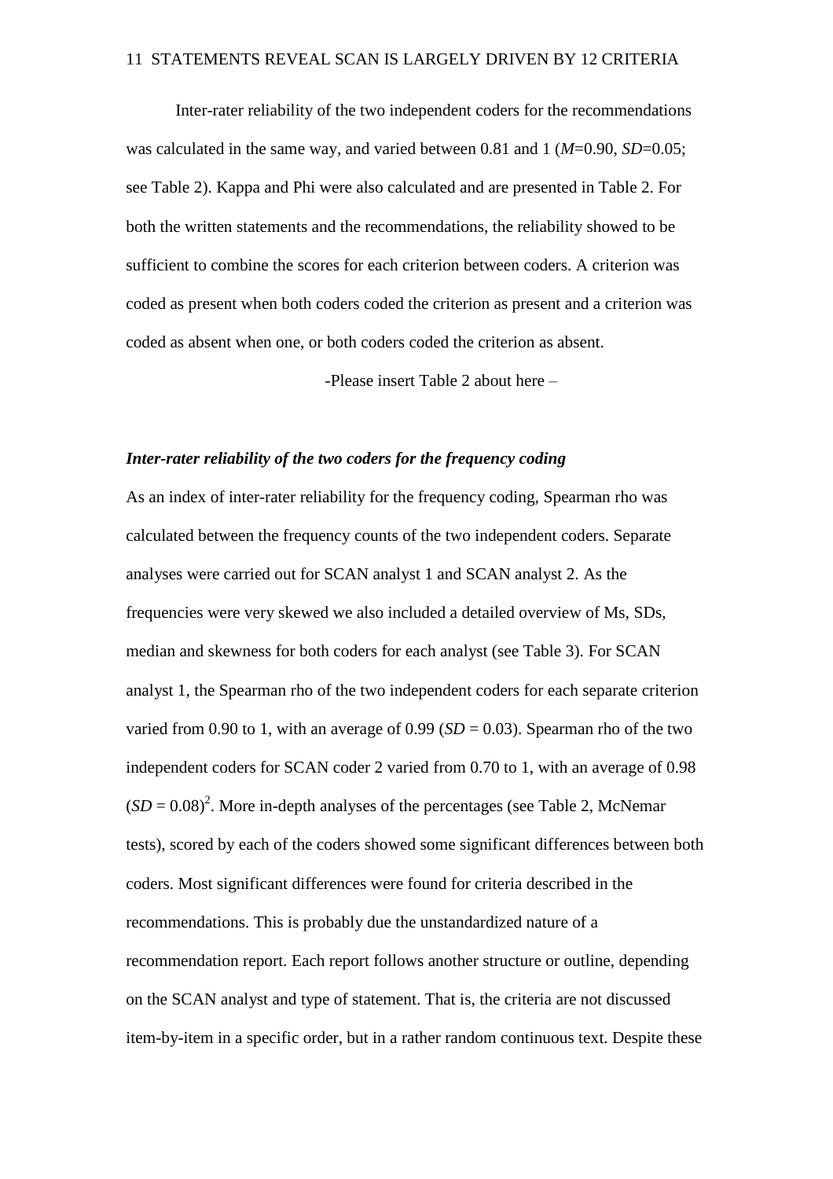Inter-rater reliability of the two independent coders for the recommendations was calculated in the same way, and varied between 0.81 and 1 (*M*=0.90, *SD*=0.05; see Table 2). Kappa and Phi were also calculated and are presented in Table 2. For both the written statements and the recommendations, the reliability showed to be sufficient to combine the scores for each criterion between coders. A criterion was coded as present when both coders coded the criterion as present and a criterion was coded as absent when one, or both coders coded the criterion as absent.

-Please insert Table 2 about here –

***Inter-rater reliability of the two coders for the frequency coding***

As an index of inter-rater reliability for the frequency coding, Spearman rho was calculated between the frequency counts of the two independent coders. Separate analyses were carried out for SCAN analyst 1 and SCAN analyst 2. As the frequencies were very skewed we also included a detailed overview of Ms, SDs, median and skewness for both coders for each analyst (see Table 3). For SCAN analyst 1, the Spearman rho of the two independent coders for each separate criterion varied from 0.90 to 1, with an average of 0.99 (*SD* = 0.03). Spearman rho of the two independent coders for SCAN coder 2 varied from 0.70 to 1, with an average of 0.98 (*SD* = 0.08)[2]. More in-depth analyses of the percentages (see Table 2, McNemar tests), scored by each of the coders showed some significant differences between both coders. Most significant differences were found for criteria described in the recommendations. This is probably due the unstandardized nature of a recommendation report. Each report follows another structure or outline, depending on the SCAN analyst and type of statement. That is, the criteria are not discussed item-by-item in a specific order, but in a rather random continuous text. Despite these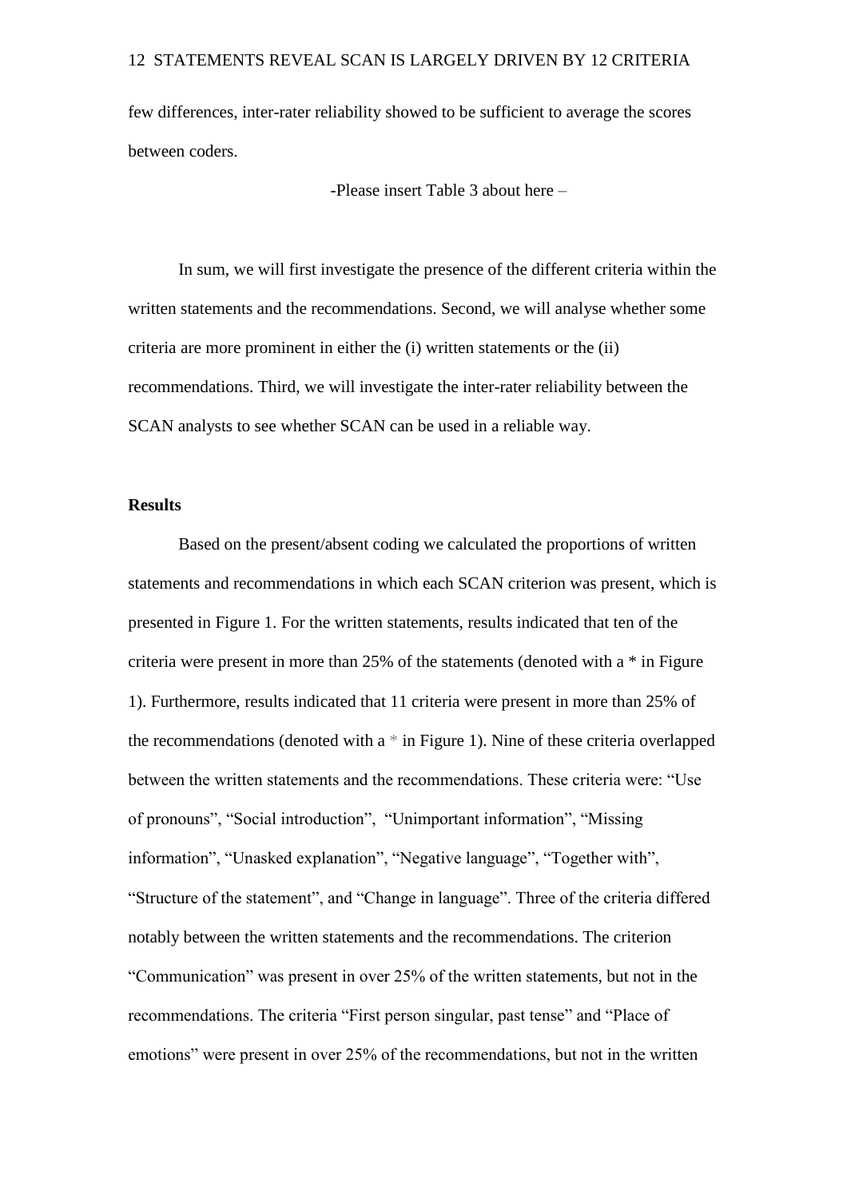few differences, inter-rater reliability showed to be sufficient to average the scores between coders.

-Please insert Table 3 about here –

In sum, we will first investigate the presence of the different criteria within the written statements and the recommendations. Second, we will analyse whether some criteria are more prominent in either the (i) written statements or the (ii) recommendations. Third, we will investigate the inter-rater reliability between the SCAN analysts to see whether SCAN can be used in a reliable way.

**Results**

Based on the present/absent coding we calculated the proportions of written statements and recommendations in which each SCAN criterion was present, which is presented in Figure 1. For the written statements, results indicated that ten of the criteria were present in more than 25% of the statements (denoted with a * in Figure 1). Furthermore, results indicated that 11 criteria were present in more than 25% of the recommendations (denoted with a * in Figure 1). Nine of these criteria overlapped between the written statements and the recommendations. These criteria were: "Use of pronouns", "Social introduction", "Unimportant information", "Missing information", "Unasked explanation", "Negative language", "Together with", "Structure of the statement", and "Change in language". Three of the criteria differed notably between the written statements and the recommendations. The criterion "Communication" was present in over 25% of the written statements, but not in the recommendations. The criteria "First person singular, past tense" and "Place of emotions" were present in over 25% of the recommendations, but not in the written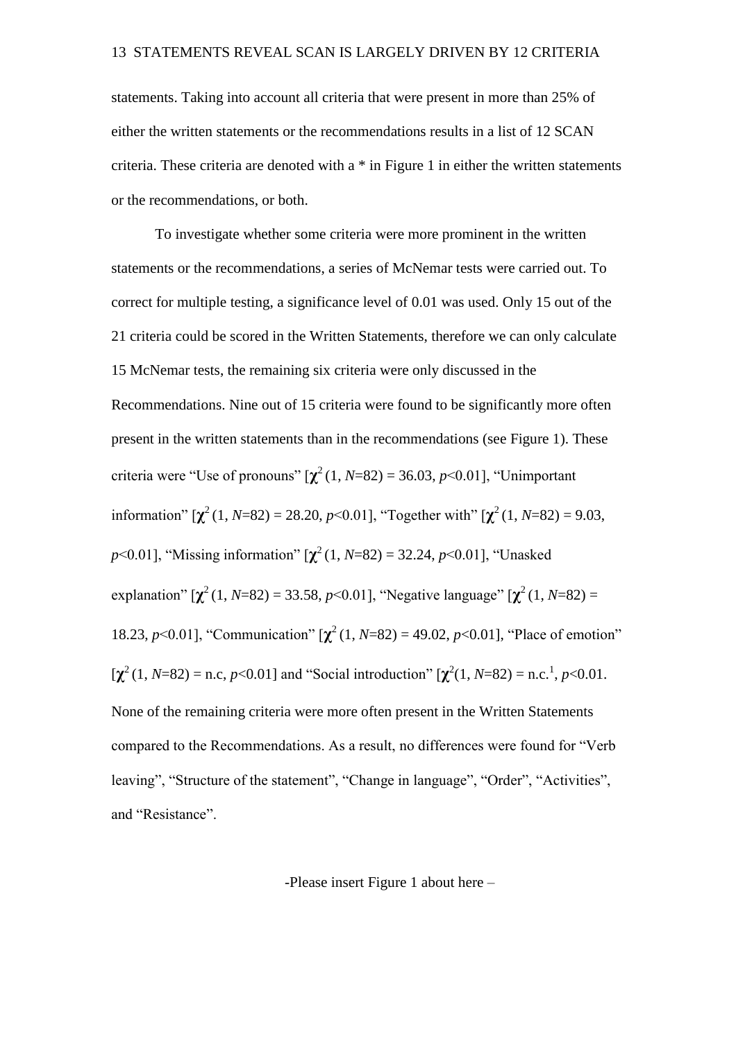statements. Taking into account all criteria that were present in more than 25% of either the written statements or the recommendations results in a list of 12 SCAN criteria. These criteria are denoted with a * in Figure 1 in either the written statements or the recommendations, or both.

To investigate whether some criteria were more prominent in the written statements or the recommendations, a series of McNemar tests were carried out. To correct for multiple testing, a significance level of 0.01 was used. Only 15 out of the 21 criteria could be scored in the Written Statements, therefore we can only calculate 15 McNemar tests, the remaining six criteria were only discussed in the Recommendations. Nine out of 15 criteria were found to be significantly more often present in the written statements than in the recommendations (see Figure 1). These criteria were "Use of pronouns" [$\chi^2$ (1, $N$=82) = 36.03, $p$<0.01], "Unimportant information" [$\chi^2$ (1, $N$=82) = 28.20, $p$<0.01], "Together with" [$\chi^2$ (1, $N$=82) = 9.03, $p$<0.01], "Missing information" [$\chi^2$ (1, $N$=82) = 32.24, $p$<0.01], "Unasked explanation" [$\chi^2$ (1, $N$=82) = 33.58, $p$<0.01], "Negative language" [$\chi^2$ (1, $N$=82) = 18.23, $p$<0.01], "Communication" [$\chi^2$ (1, $N$=82) = 49.02, $p$<0.01], "Place of emotion" [$\chi^2$ (1, $N$=82) = n.c, $p$<0.01] and "Social introduction" [$\chi^2$(1, $N$=82) = n.c.[1], $p$<0.01. None of the remaining criteria were more often present in the Written Statements compared to the Recommendations. As a result, no differences were found for "Verb leaving", "Structure of the statement", "Change in language", "Order", "Activities", and "Resistance".

-Please insert Figure 1 about here –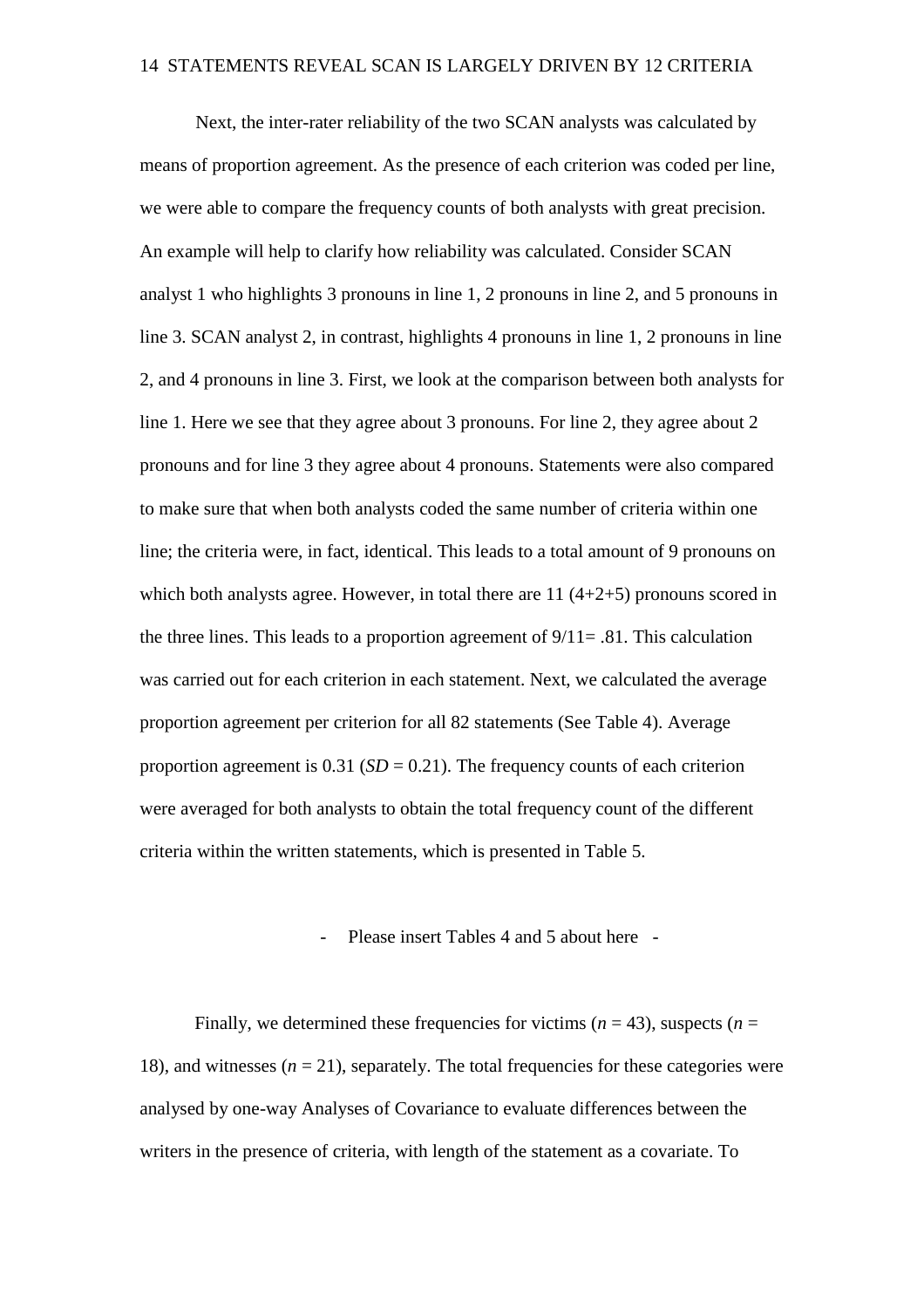Next, the inter-rater reliability of the two SCAN analysts was calculated by means of proportion agreement. As the presence of each criterion was coded per line, we were able to compare the frequency counts of both analysts with great precision. An example will help to clarify how reliability was calculated. Consider SCAN analyst 1 who highlights 3 pronouns in line 1, 2 pronouns in line 2, and 5 pronouns in line 3. SCAN analyst 2, in contrast, highlights 4 pronouns in line 1, 2 pronouns in line 2, and 4 pronouns in line 3. First, we look at the comparison between both analysts for line 1. Here we see that they agree about 3 pronouns. For line 2, they agree about 2 pronouns and for line 3 they agree about 4 pronouns. Statements were also compared to make sure that when both analysts coded the same number of criteria within one line; the criteria were, in fact, identical. This leads to a total amount of 9 pronouns on which both analysts agree. However, in total there are 11 (4+2+5) pronouns scored in the three lines. This leads to a proportion agreement of 9/11= .81. This calculation was carried out for each criterion in each statement. Next, we calculated the average proportion agreement per criterion for all 82 statements (See Table 4). Average proportion agreement is 0.31 ($SD$ = 0.21). The frequency counts of each criterion were averaged for both analysts to obtain the total frequency count of the different criteria within the written statements, which is presented in Table 5.

- Please insert Tables 4 and 5 about here -

Finally, we determined these frequencies for victims ($n$ = 43), suspects ($n$ = 18), and witnesses ($n$ = 21), separately. The total frequencies for these categories were analysed by one-way Analyses of Covariance to evaluate differences between the writers in the presence of criteria, with length of the statement as a covariate. To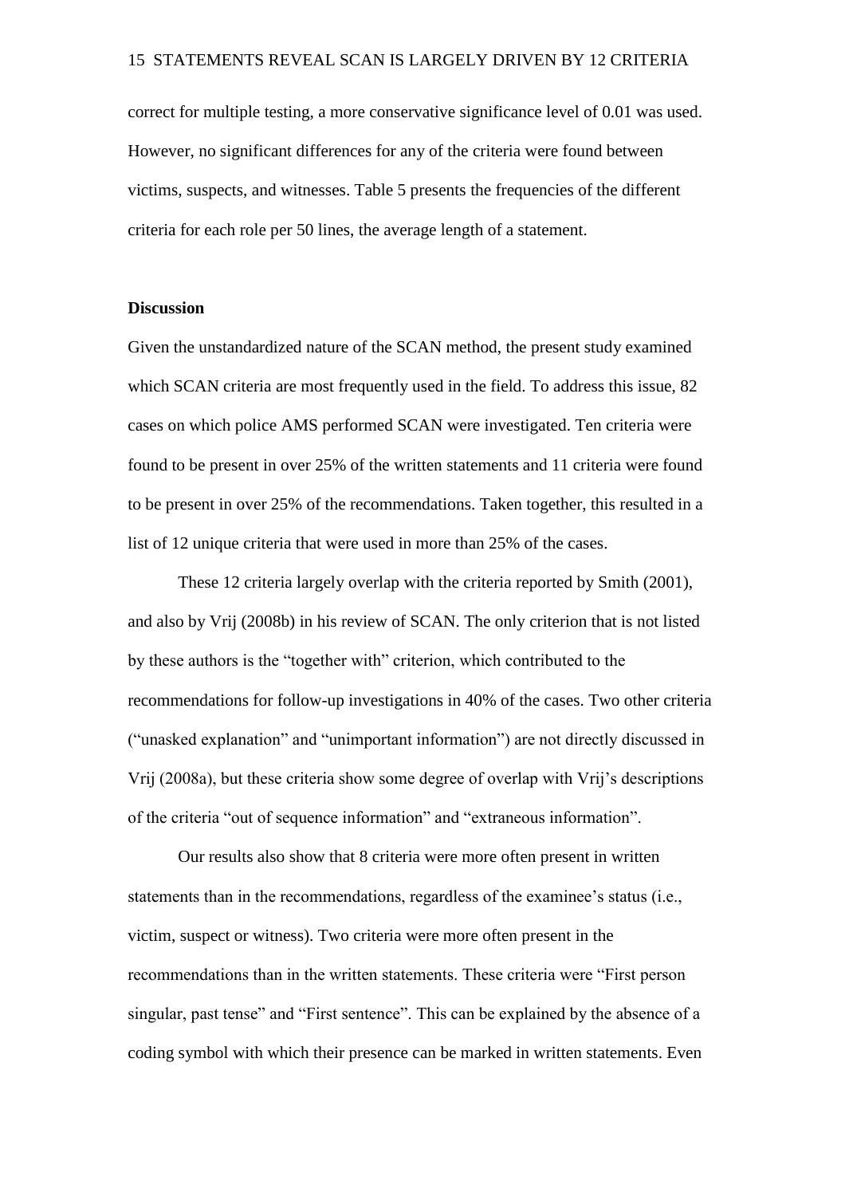correct for multiple testing, a more conservative significance level of 0.01 was used. However, no significant differences for any of the criteria were found between victims, suspects, and witnesses. Table 5 presents the frequencies of the different criteria for each role per 50 lines, the average length of a statement.

## Discussion

Given the unstandardized nature of the SCAN method, the present study examined which SCAN criteria are most frequently used in the field. To address this issue, 82 cases on which police AMS performed SCAN were investigated. Ten criteria were found to be present in over 25% of the written statements and 11 criteria were found to be present in over 25% of the recommendations. Taken together, this resulted in a list of 12 unique criteria that were used in more than 25% of the cases.

These 12 criteria largely overlap with the criteria reported by Smith (2001), and also by Vrij (2008b) in his review of SCAN. The only criterion that is not listed by these authors is the "together with" criterion, which contributed to the recommendations for follow-up investigations in 40% of the cases. Two other criteria ("unasked explanation" and "unimportant information") are not directly discussed in Vrij (2008a), but these criteria show some degree of overlap with Vrij's descriptions of the criteria "out of sequence information" and "extraneous information".

Our results also show that 8 criteria were more often present in written statements than in the recommendations, regardless of the examinee's status (i.e., victim, suspect or witness). Two criteria were more often present in the recommendations than in the written statements. These criteria were "First person singular, past tense" and "First sentence". This can be explained by the absence of a coding symbol with which their presence can be marked in written statements. Even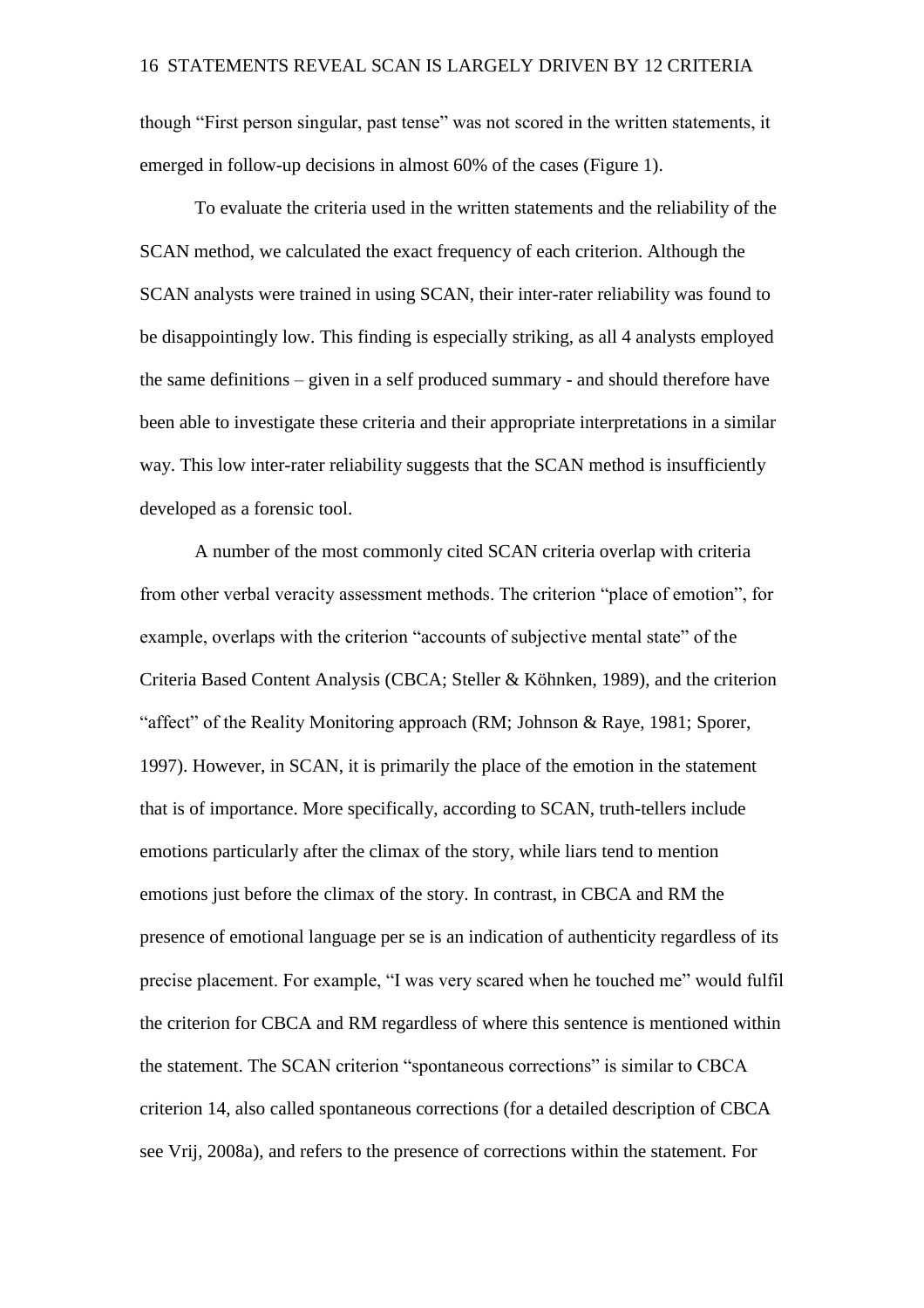though "First person singular, past tense" was not scored in the written statements, it emerged in follow-up decisions in almost 60% of the cases (Figure 1).

To evaluate the criteria used in the written statements and the reliability of the SCAN method, we calculated the exact frequency of each criterion. Although the SCAN analysts were trained in using SCAN, their inter-rater reliability was found to be disappointingly low. This finding is especially striking, as all 4 analysts employed the same definitions – given in a self produced summary - and should therefore have been able to investigate these criteria and their appropriate interpretations in a similar way. This low inter-rater reliability suggests that the SCAN method is insufficiently developed as a forensic tool.

A number of the most commonly cited SCAN criteria overlap with criteria from other verbal veracity assessment methods. The criterion "place of emotion", for example, overlaps with the criterion "accounts of subjective mental state" of the Criteria Based Content Analysis (CBCA; Steller & Köhnken, 1989), and the criterion "affect" of the Reality Monitoring approach (RM; Johnson & Raye, 1981; Sporer, 1997). However, in SCAN, it is primarily the place of the emotion in the statement that is of importance. More specifically, according to SCAN, truth-tellers include emotions particularly after the climax of the story, while liars tend to mention emotions just before the climax of the story. In contrast, in CBCA and RM the presence of emotional language per se is an indication of authenticity regardless of its precise placement. For example, "I was very scared when he touched me" would fulfil the criterion for CBCA and RM regardless of where this sentence is mentioned within the statement. The SCAN criterion "spontaneous corrections" is similar to CBCA criterion 14, also called spontaneous corrections (for a detailed description of CBCA see Vrij, 2008a), and refers to the presence of corrections within the statement. For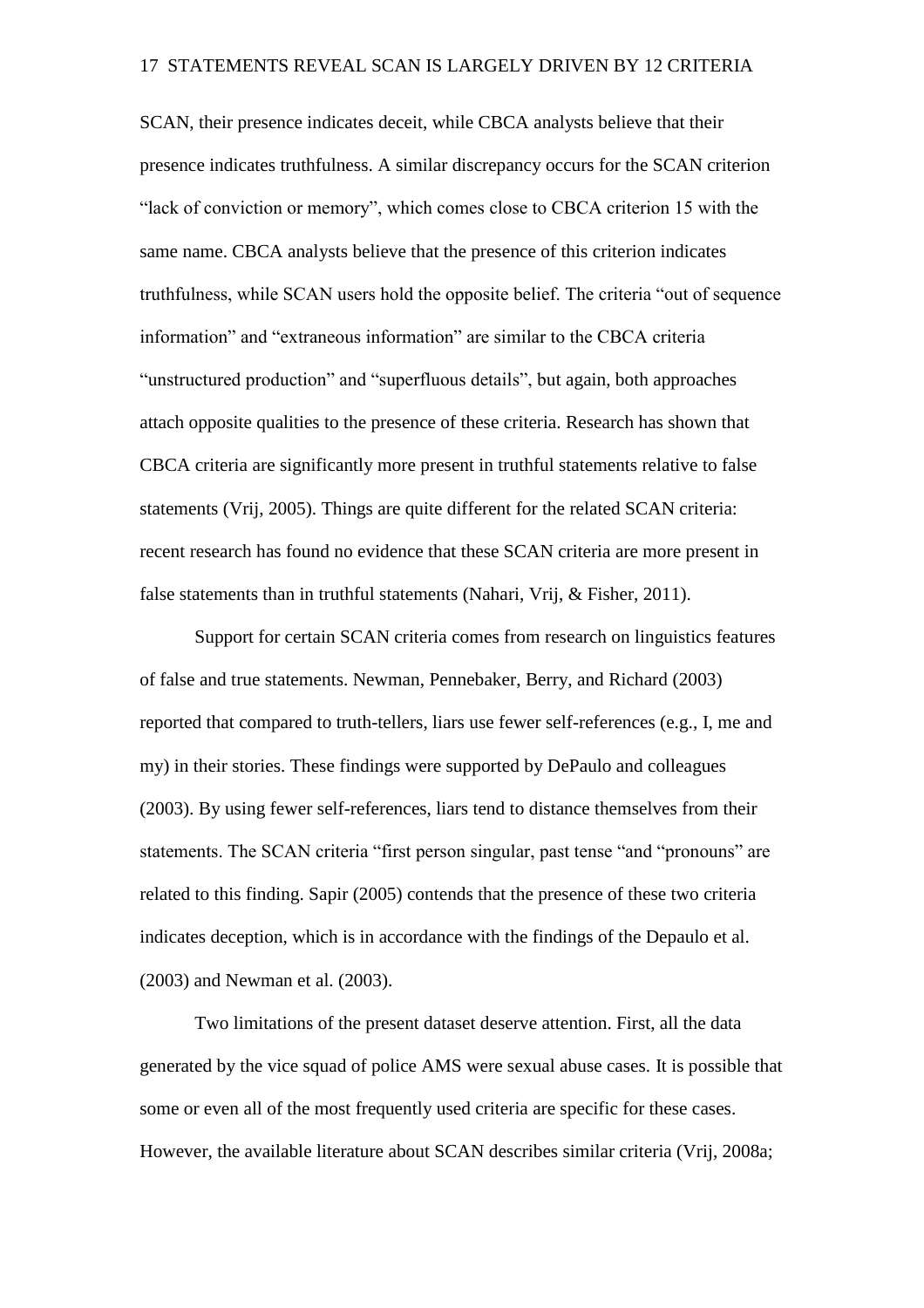SCAN, their presence indicates deceit, while CBCA analysts believe that their presence indicates truthfulness. A similar discrepancy occurs for the SCAN criterion “lack of conviction or memory”, which comes close to CBCA criterion 15 with the same name. CBCA analysts believe that the presence of this criterion indicates truthfulness, while SCAN users hold the opposite belief. The criteria “out of sequence information” and “extraneous information” are similar to the CBCA criteria “unstructured production” and “superfluous details”, but again, both approaches attach opposite qualities to the presence of these criteria. Research has shown that CBCA criteria are significantly more present in truthful statements relative to false statements (Vrij, 2005). Things are quite different for the related SCAN criteria: recent research has found no evidence that these SCAN criteria are more present in false statements than in truthful statements (Nahari, Vrij, & Fisher, 2011).

Support for certain SCAN criteria comes from research on linguistics features of false and true statements. Newman, Pennebaker, Berry, and Richard (2003) reported that compared to truth-tellers, liars use fewer self-references (e.g., I, me and my) in their stories. These findings were supported by DePaulo and colleagues (2003). By using fewer self-references, liars tend to distance themselves from their statements. The SCAN criteria “first person singular, past tense “and “pronouns” are related to this finding. Sapir (2005) contends that the presence of these two criteria indicates deception, which is in accordance with the findings of the Depaulo et al. (2003) and Newman et al. (2003).

Two limitations of the present dataset deserve attention. First, all the data generated by the vice squad of police AMS were sexual abuse cases. It is possible that some or even all of the most frequently used criteria are specific for these cases. However, the available literature about SCAN describes similar criteria (Vrij, 2008a;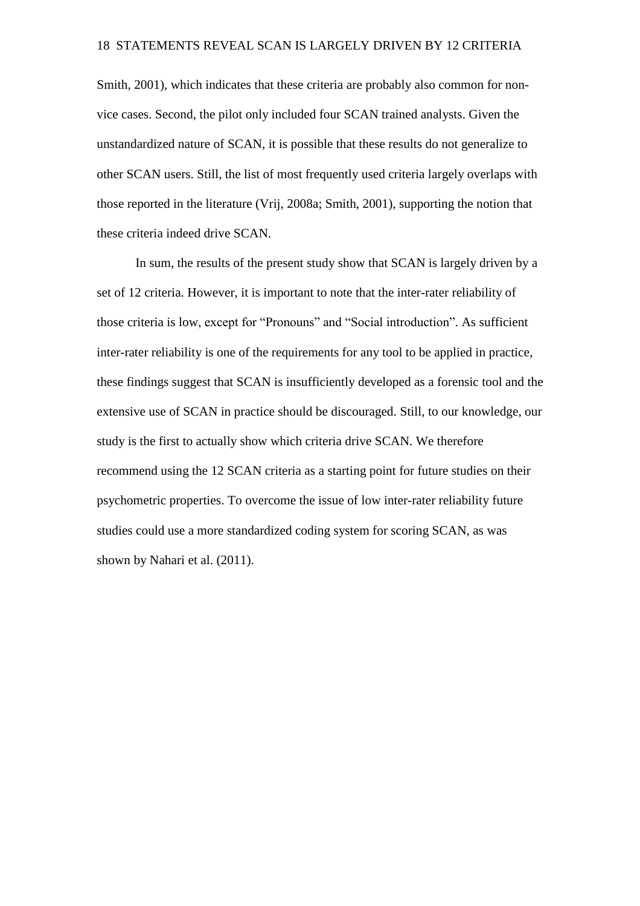Smith, 2001), which indicates that these criteria are probably also common for non-vice cases. Second, the pilot only included four SCAN trained analysts. Given the unstandardized nature of SCAN, it is possible that these results do not generalize to other SCAN users. Still, the list of most frequently used criteria largely overlaps with those reported in the literature (Vrij, 2008a; Smith, 2001), supporting the notion that these criteria indeed drive SCAN.

In sum, the results of the present study show that SCAN is largely driven by a set of 12 criteria. However, it is important to note that the inter-rater reliability of those criteria is low, except for "Pronouns" and "Social introduction". As sufficient inter-rater reliability is one of the requirements for any tool to be applied in practice, these findings suggest that SCAN is insufficiently developed as a forensic tool and the extensive use of SCAN in practice should be discouraged. Still, to our knowledge, our study is the first to actually show which criteria drive SCAN. We therefore recommend using the 12 SCAN criteria as a starting point for future studies on their psychometric properties. To overcome the issue of low inter-rater reliability future studies could use a more standardized coding system for scoring SCAN, as was shown by Nahari et al. (2011).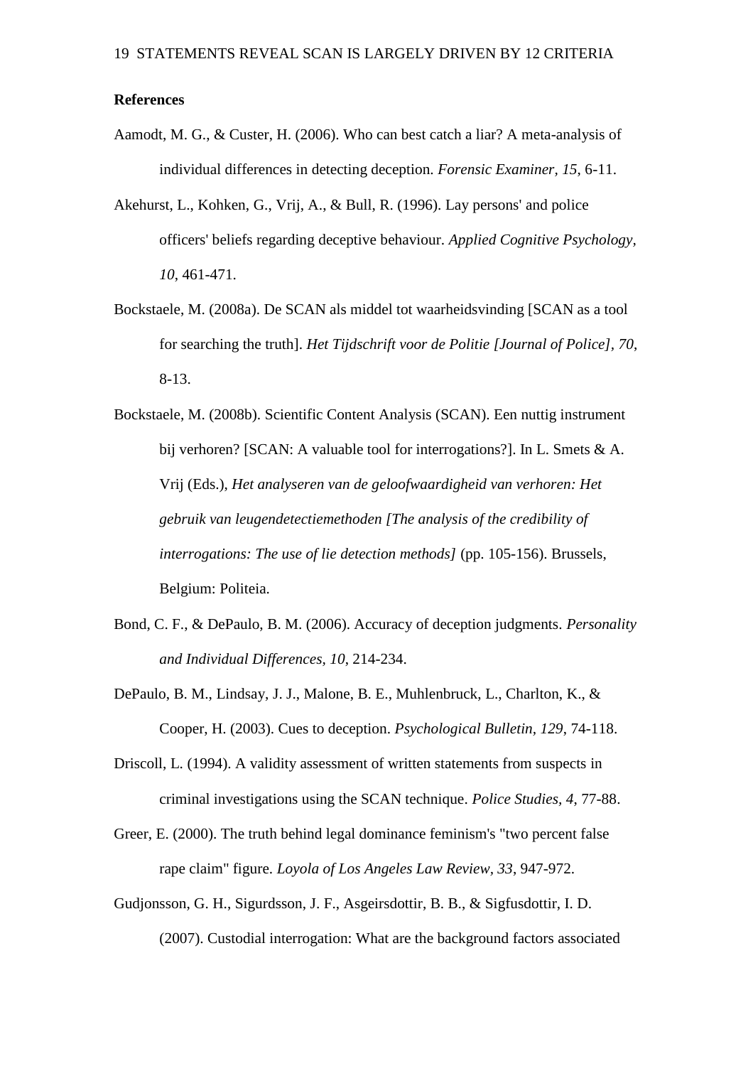**References**

Aamodt, M. G., & Custer, H. (2006). Who can best catch a liar? A meta-analysis of individual differences in detecting deception. *Forensic Examiner, 15*, 6-11.

Akehurst, L., Kohken, G., Vrij, A., & Bull, R. (1996). Lay persons' and police officers' beliefs regarding deceptive behaviour. *Applied Cognitive Psychology, 10*, 461-471.

Bockstaele, M. (2008a). De SCAN als middel tot waarheidsvinding [SCAN as a tool for searching the truth]. *Het Tijdschrift voor de Politie [Journal of Police], 70*, 8-13.

Bockstaele, M. (2008b). Scientific Content Analysis (SCAN). Een nuttig instrument bij verhoren? [SCAN: A valuable tool for interrogations?]. In L. Smets & A. Vrij (Eds.), *Het analyseren van de geloofwaardigheid van verhoren: Het gebruik van leugendetectiemethoden [The analysis of the credibility of interrogations: The use of lie detection methods]* (pp. 105-156). Brussels, Belgium: Politeia.

Bond, C. F., & DePaulo, B. M. (2006). Accuracy of deception judgments. *Personality and Individual Differences, 10*, 214-234.

DePaulo, B. M., Lindsay, J. J., Malone, B. E., Muhlenbruck, L., Charlton, K., & Cooper, H. (2003). Cues to deception. *Psychological Bulletin, 129*, 74-118.

Driscoll, L. (1994). A validity assessment of written statements from suspects in criminal investigations using the SCAN technique. *Police Studies, 4*, 77-88.

Greer, E. (2000). The truth behind legal dominance feminism's "two percent false rape claim" figure. *Loyola of Los Angeles Law Review, 33*, 947-972.

Gudjonsson, G. H., Sigurdsson, J. F., Asgeirsdottir, B. B., & Sigfusdottir, I. D. (2007). Custodial interrogation: What are the background factors associated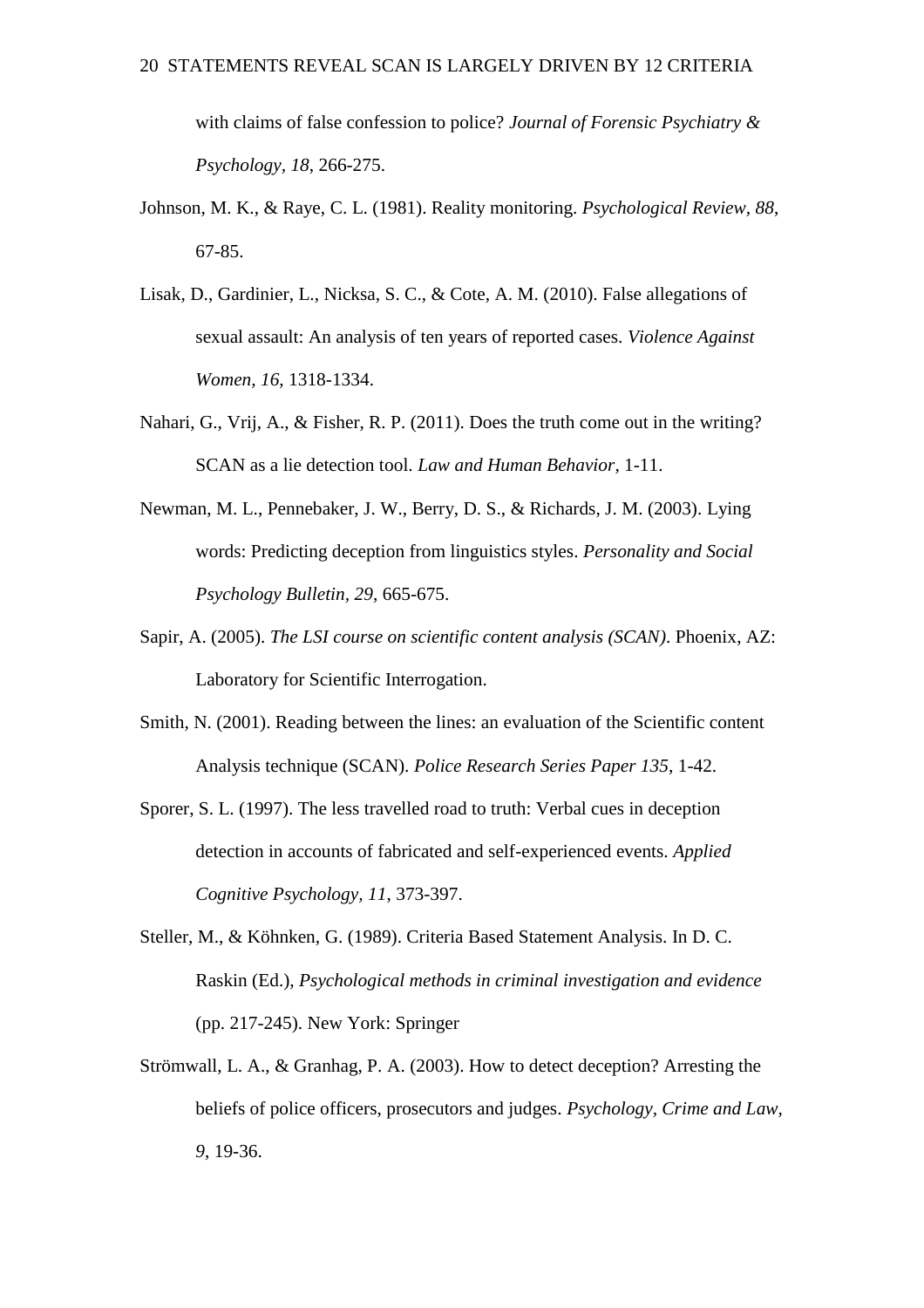with claims of false confession to police? *Journal of Forensic Psychiatry & Psychology, 18*, 266-275.

Johnson, M. K., & Raye, C. L. (1981). Reality monitoring. *Psychological Review, 88*, 67-85.

Lisak, D., Gardinier, L., Nicksa, S. C., & Cote, A. M. (2010). False allegations of sexual assault: An analysis of ten years of reported cases. *Violence Against Women, 16*, 1318-1334.

Nahari, G., Vrij, A., & Fisher, R. P. (2011). Does the truth come out in the writing? SCAN as a lie detection tool. *Law and Human Behavior*, 1-11.

Newman, M. L., Pennebaker, J. W., Berry, D. S., & Richards, J. M. (2003). Lying words: Predicting deception from linguistics styles. *Personality and Social Psychology Bulletin, 29*, 665-675.

Sapir, A. (2005). *The LSI course on scientific content analysis (SCAN)*. Phoenix, AZ: Laboratory for Scientific Interrogation.

Smith, N. (2001). Reading between the lines: an evaluation of the Scientific content Analysis technique (SCAN). *Police Research Series Paper 135*, 1-42.

Sporer, S. L. (1997). The less travelled road to truth: Verbal cues in deception detection in accounts of fabricated and self-experienced events. *Applied Cognitive Psychology, 11*, 373-397.

Steller, M., & Köhnken, G. (1989). Criteria Based Statement Analysis. In D. C. Raskin (Ed.), *Psychological methods in criminal investigation and evidence* (pp. 217-245). New York: Springer

Strömwall, L. A., & Granhag, P. A. (2003). How to detect deception? Arresting the beliefs of police officers, prosecutors and judges. *Psychology, Crime and Law, 9*, 19-36.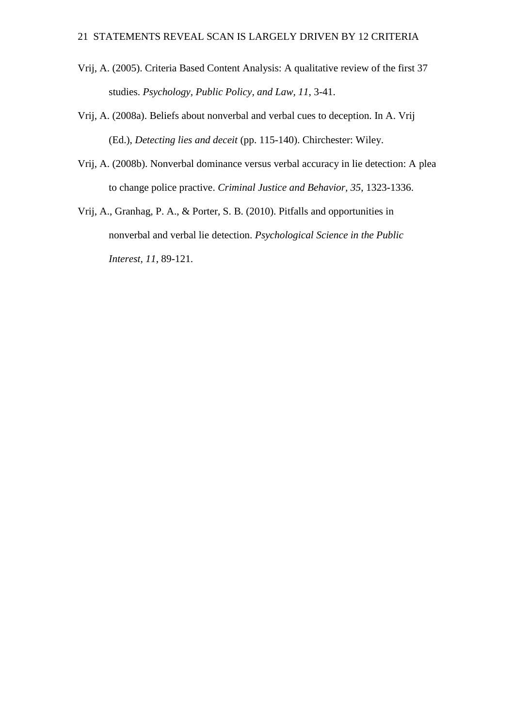Vrij, A. (2005). Criteria Based Content Analysis: A qualitative review of the first 37 studies. *Psychology, Public Policy, and Law, 11*, 3-41.

Vrij, A. (2008a). Beliefs about nonverbal and verbal cues to deception. In A. Vrij (Ed.), *Detecting lies and deceit* (pp. 115-140). Chirchester: Wiley.

Vrij, A. (2008b). Nonverbal dominance versus verbal accuracy in lie detection: A plea to change police practive. *Criminal Justice and Behavior, 35*, 1323-1336.

Vrij, A., Granhag, P. A., & Porter, S. B. (2010). Pitfalls and opportunities in nonverbal and verbal lie detection. *Psychological Science in the Public Interest, 11*, 89-121.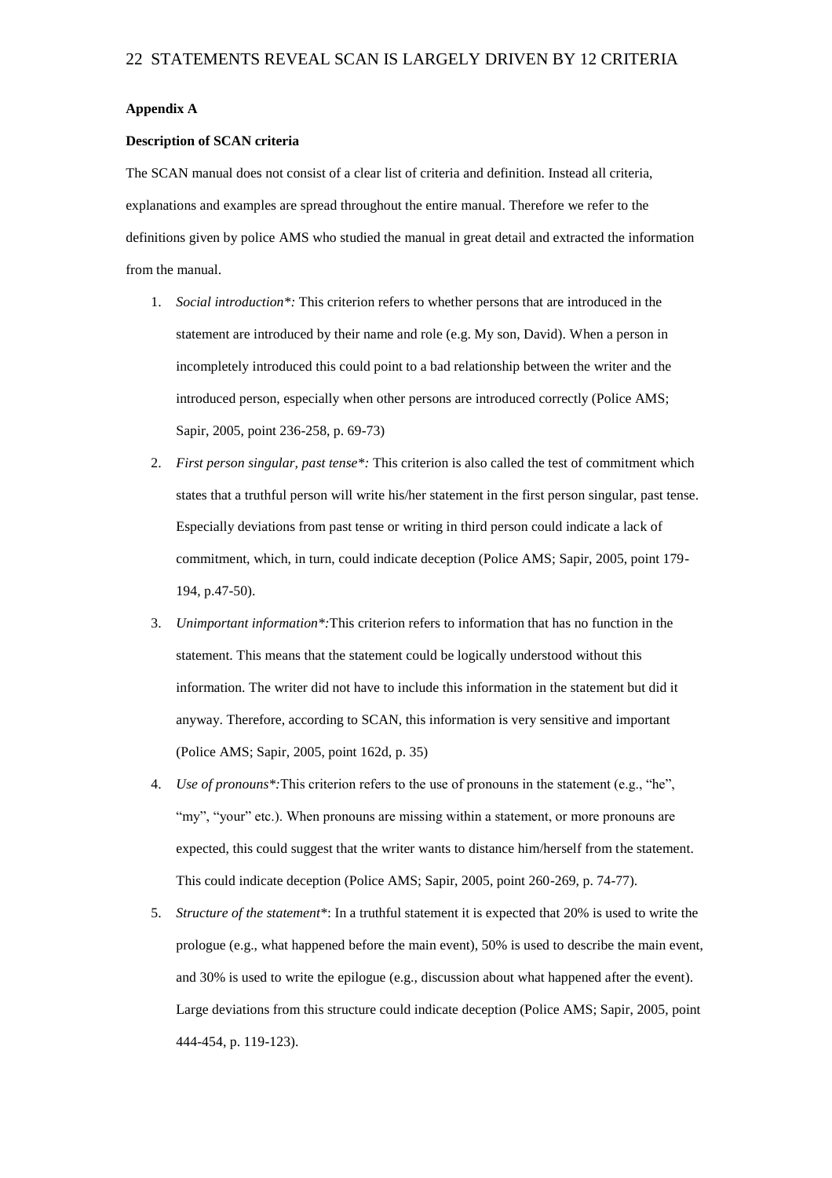**Appendix A**

**Description of SCAN criteria**

The SCAN manual does not consist of a clear list of criteria and definition. Instead all criteria, explanations and examples are spread throughout the entire manual. Therefore we refer to the definitions given by police AMS who studied the manual in great detail and extracted the information from the manual.

1. *Social introduction\*:* This criterion refers to whether persons that are introduced in the statement are introduced by their name and role (e.g. My son, David). When a person in incompletely introduced this could point to a bad relationship between the writer and the introduced person, especially when other persons are introduced correctly (Police AMS; Sapir, 2005, point 236-258, p. 69-73)
2. *First person singular, past tense\*:* This criterion is also called the test of commitment which states that a truthful person will write his/her statement in the first person singular, past tense. Especially deviations from past tense or writing in third person could indicate a lack of commitment, which, in turn, could indicate deception (Police AMS; Sapir, 2005, point 179-194, p.47-50).
3. *Unimportant information\*:*This criterion refers to information that has no function in the statement. This means that the statement could be logically understood without this information. The writer did not have to include this information in the statement but did it anyway. Therefore, according to SCAN, this information is very sensitive and important (Police AMS; Sapir, 2005, point 162d, p. 35)
4. *Use of pronouns\*:*This criterion refers to the use of pronouns in the statement (e.g., "he", "my", "your" etc.). When pronouns are missing within a statement, or more pronouns are expected, this could suggest that the writer wants to distance him/herself from the statement. This could indicate deception (Police AMS; Sapir, 2005, point 260-269, p. 74-77).
5. *Structure of the statement\**: In a truthful statement it is expected that 20% is used to write the prologue (e.g., what happened before the main event), 50% is used to describe the main event, and 30% is used to write the epilogue (e.g., discussion about what happened after the event). Large deviations from this structure could indicate deception (Police AMS; Sapir, 2005, point 444-454, p. 119-123).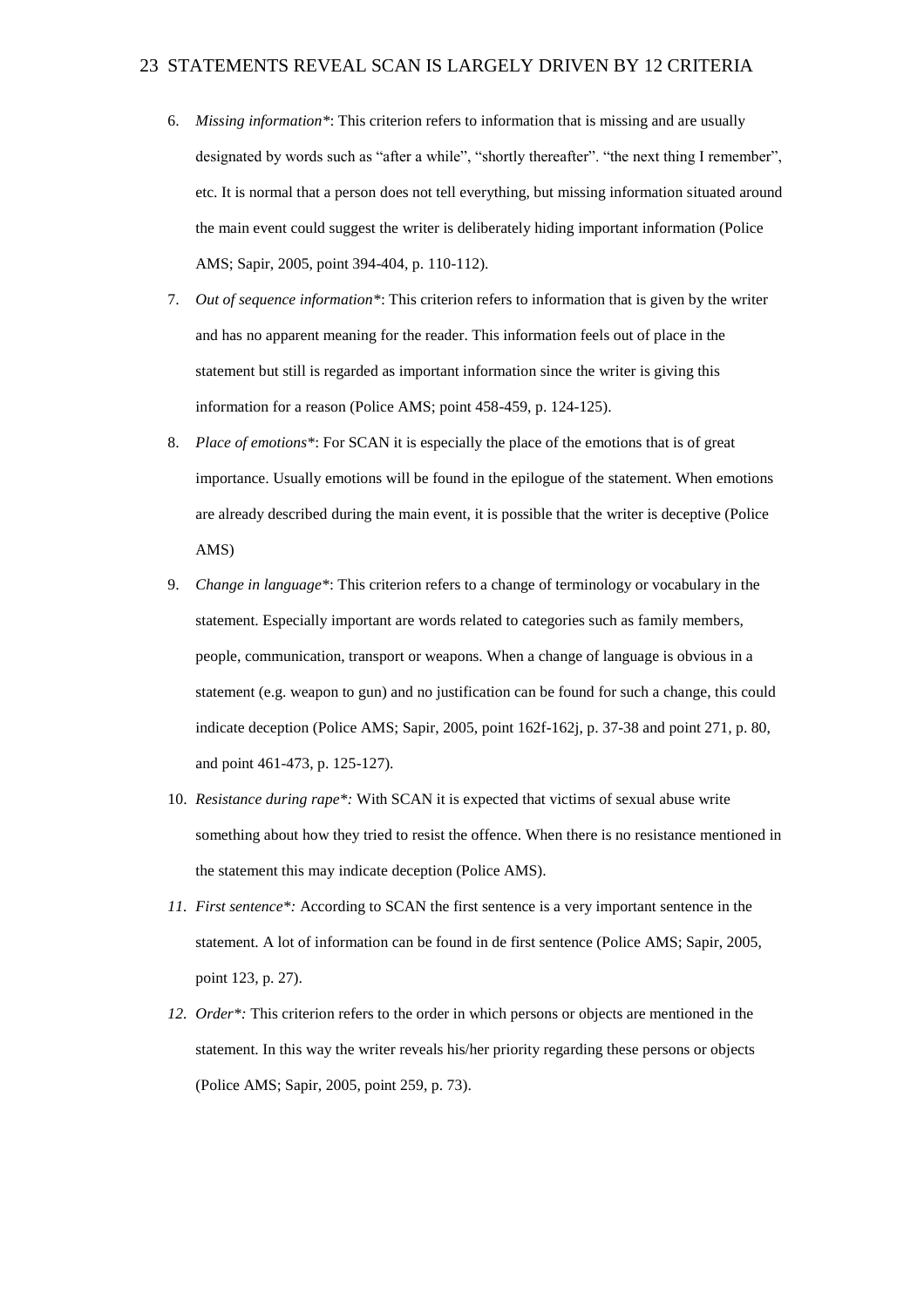6. *Missing information\**: This criterion refers to information that is missing and are usually designated by words such as "after a while", "shortly thereafter". "the next thing I remember", etc. It is normal that a person does not tell everything, but missing information situated around the main event could suggest the writer is deliberately hiding important information (Police AMS; Sapir, 2005, point 394-404, p. 110-112).

7. *Out of sequence information\**: This criterion refers to information that is given by the writer and has no apparent meaning for the reader. This information feels out of place in the statement but still is regarded as important information since the writer is giving this information for a reason (Police AMS; point 458-459, p. 124-125).

8. *Place of emotions\**: For SCAN it is especially the place of the emotions that is of great importance. Usually emotions will be found in the epilogue of the statement. When emotions are already described during the main event, it is possible that the writer is deceptive (Police AMS)

9. *Change in language\**: This criterion refers to a change of terminology or vocabulary in the statement. Especially important are words related to categories such as family members, people, communication, transport or weapons. When a change of language is obvious in a statement (e.g. weapon to gun) and no justification can be found for such a change, this could indicate deception (Police AMS; Sapir, 2005, point 162f-162j, p. 37-38 and point 271, p. 80, and point 461-473, p. 125-127).

10. *Resistance during rape\*:* With SCAN it is expected that victims of sexual abuse write something about how they tried to resist the offence. When there is no resistance mentioned in the statement this may indicate deception (Police AMS).

11. *First sentence\*:* According to SCAN the first sentence is a very important sentence in the statement. A lot of information can be found in de first sentence (Police AMS; Sapir, 2005, point 123, p. 27).

12. *Order\*:* This criterion refers to the order in which persons or objects are mentioned in the statement. In this way the writer reveals his/her priority regarding these persons or objects (Police AMS; Sapir, 2005, point 259, p. 73).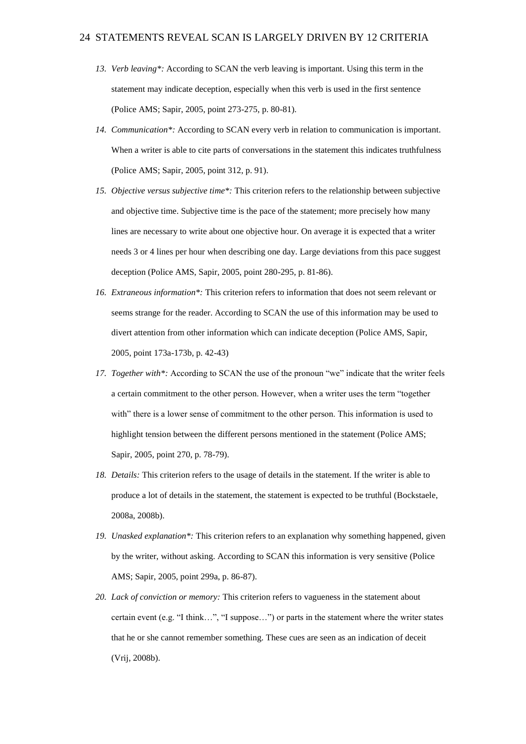13. *Verb leaving*:* According to SCAN the verb leaving is important. Using this term in the statement may indicate deception, especially when this verb is used in the first sentence (Police AMS; Sapir, 2005, point 273-275, p. 80-81).
14. *Communication*:* According to SCAN every verb in relation to communication is important. When a writer is able to cite parts of conversations in the statement this indicates truthfulness (Police AMS; Sapir, 2005, point 312, p. 91).
15. *Objective versus subjective time*:* This criterion refers to the relationship between subjective and objective time. Subjective time is the pace of the statement; more precisely how many lines are necessary to write about one objective hour. On average it is expected that a writer needs 3 or 4 lines per hour when describing one day. Large deviations from this pace suggest deception (Police AMS, Sapir, 2005, point 280-295, p. 81-86).
16. *Extraneous information*:* This criterion refers to information that does not seem relevant or seems strange for the reader. According to SCAN the use of this information may be used to divert attention from other information which can indicate deception (Police AMS, Sapir, 2005, point 173a-173b, p. 42-43)
17. *Together with*:* According to SCAN the use of the pronoun "we" indicate that the writer feels a certain commitment to the other person. However, when a writer uses the term "together with" there is a lower sense of commitment to the other person. This information is used to highlight tension between the different persons mentioned in the statement (Police AMS; Sapir, 2005, point 270, p. 78-79).
18. *Details:* This criterion refers to the usage of details in the statement. If the writer is able to produce a lot of details in the statement, the statement is expected to be truthful (Bockstaele, 2008a, 2008b).
19. *Unasked explanation*:* This criterion refers to an explanation why something happened, given by the writer, without asking. According to SCAN this information is very sensitive (Police AMS; Sapir, 2005, point 299a, p. 86-87).
20. *Lack of conviction or memory:* This criterion refers to vagueness in the statement about certain event (e.g. "I think…", "I suppose…") or parts in the statement where the writer states that he or she cannot remember something. These cues are seen as an indication of deceit (Vrij, 2008b).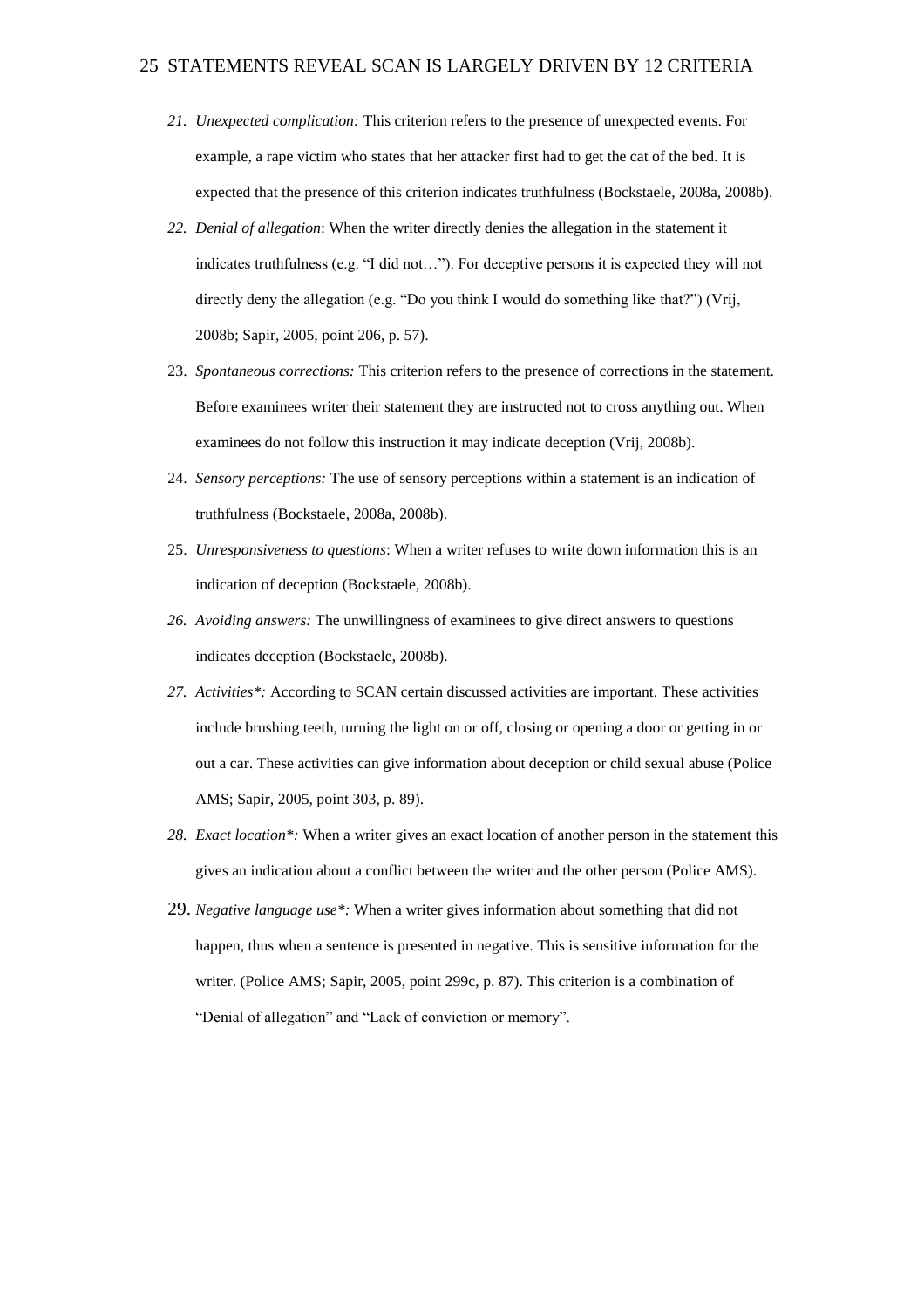21. *Unexpected complication:* This criterion refers to the presence of unexpected events. For example, a rape victim who states that her attacker first had to get the cat of the bed. It is expected that the presence of this criterion indicates truthfulness (Bockstaele, 2008a, 2008b).
22. *Denial of allegation*: When the writer directly denies the allegation in the statement it indicates truthfulness (e.g. "I did not…"). For deceptive persons it is expected they will not directly deny the allegation (e.g. "Do you think I would do something like that?") (Vrij, 2008b; Sapir, 2005, point 206, p. 57).
23. *Spontaneous corrections:* This criterion refers to the presence of corrections in the statement. Before examinees writer their statement they are instructed not to cross anything out. When examinees do not follow this instruction it may indicate deception (Vrij, 2008b).
24. *Sensory perceptions:* The use of sensory perceptions within a statement is an indication of truthfulness (Bockstaele, 2008a, 2008b).
25. *Unresponsiveness to questions*: When a writer refuses to write down information this is an indication of deception (Bockstaele, 2008b).
26. *Avoiding answers:* The unwillingness of examinees to give direct answers to questions indicates deception (Bockstaele, 2008b).
27. *Activities*:* According to SCAN certain discussed activities are important. These activities include brushing teeth, turning the light on or off, closing or opening a door or getting in or out a car. These activities can give information about deception or child sexual abuse (Police AMS; Sapir, 2005, point 303, p. 89).
28. *Exact location*:* When a writer gives an exact location of another person in the statement this gives an indication about a conflict between the writer and the other person (Police AMS).
29. *Negative language use*:* When a writer gives information about something that did not happen, thus when a sentence is presented in negative. This is sensitive information for the writer. (Police AMS; Sapir, 2005, point 299c, p. 87). This criterion is a combination of "Denial of allegation" and "Lack of conviction or memory".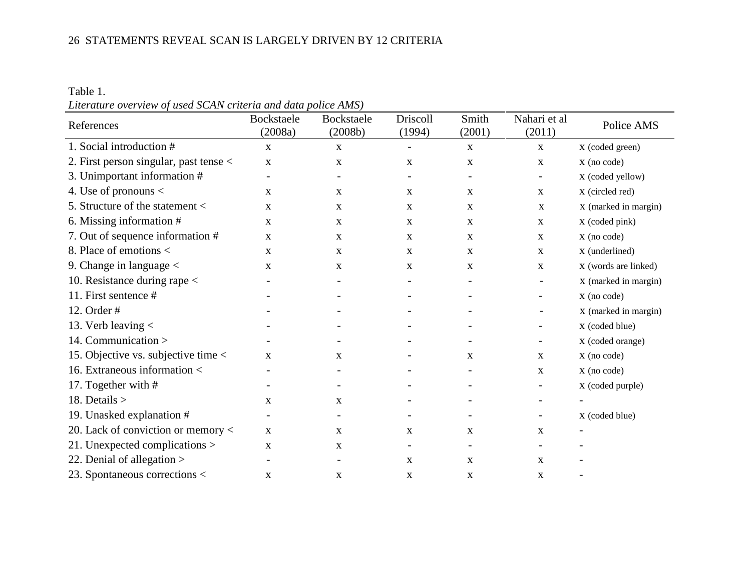Table 1.

*Literature overview of used SCAN criteria and data police AMS)*

| References | Bockstaele (2008a) | Bockstaele (2008b) | Driscoll (1994) | Smith (2001) | Nahari et al (2011) | Police AMS |
|---|---|---|---|---|---|---|
| 1. Social introduction # | x | x | - | x | x | x (coded green) |
| 2. First person singular, past tense < | x | x | x | x | x | x (no code) |
| 3. Unimportant information # | - | - | - | - | - | x (coded yellow) |
| 4. Use of pronouns < | x | x | x | x | x | x (circled red) |
| 5. Structure of the statement < | x | x | x | x | x | x (marked in margin) |
| 6. Missing information # | x | x | x | x | x | x (coded pink) |
| 7. Out of sequence information # | x | x | x | x | x | x (no code) |
| 8. Place of emotions < | x | x | x | x | x | x (underlined) |
| 9. Change in language < | x | x | x | x | x | x (words are linked) |
| 10. Resistance during rape < | - | - | - | - | - | x (marked in margin) |
| 11. First sentence # | - | - | - | - | - | x (no code) |
| 12. Order # | - | - | - | - | - | x (marked in margin) |
| 13. Verb leaving < | - | - | - | - | - | x (coded blue) |
| 14. Communication > | - | - | - | - | - | x (coded orange) |
| 15. Objective vs. subjective time < | x | x | - | x | x | x (no code) |
| 16. Extraneous information < | - | - | - | - | x | x (no code) |
| 17. Together with # | - | - | - | - | - | x (coded purple) |
| 18. Details > | x | x | - | - | - | - |
| 19. Unasked explanation # | - | - | - | - | - | x (coded blue) |
| 20. Lack of conviction or memory < | x | x | x | x | x | - |
| 21. Unexpected complications > | x | x | - | - | - | - |
| 22. Denial of allegation > | - | - | x | x | x | - |
| 23. Spontaneous corrections < | x | x | x | x | x | - |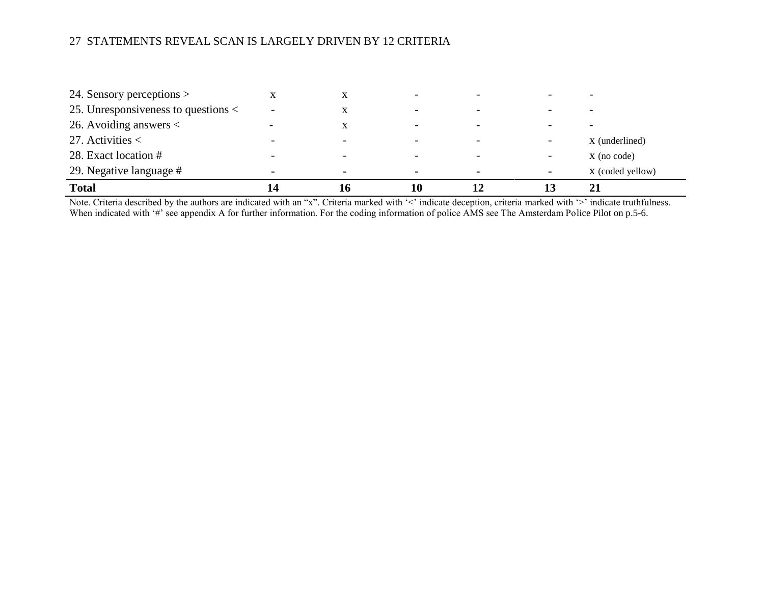| | | | | | | |
|---|---|---|---|---|---|---|
| 24. Sensory perceptions > | x | x | - | - | - | - |
| 25. Unresponsiveness to questions < | - | x | - | - | - | - |
| 26. Avoiding answers < | - | x | - | - | - | - |
| 27. Activities < | - | - | - | - | - | x (underlined) |
| 28. Exact location # | - | - | - | - | - | x (no code) |
| 29. Negative language # | - | - | - | - | - | x (coded yellow) |
| **Total** | **14** | **16** | **10** | **12** | **13** | **21** |

Note. Criteria described by the authors are indicated with an "x". Criteria marked with '<' indicate deception, criteria marked with '>' indicate truthfulness. When indicated with '#' see appendix A for further information. For the coding information of police AMS see The Amsterdam Police Pilot on p.5-6.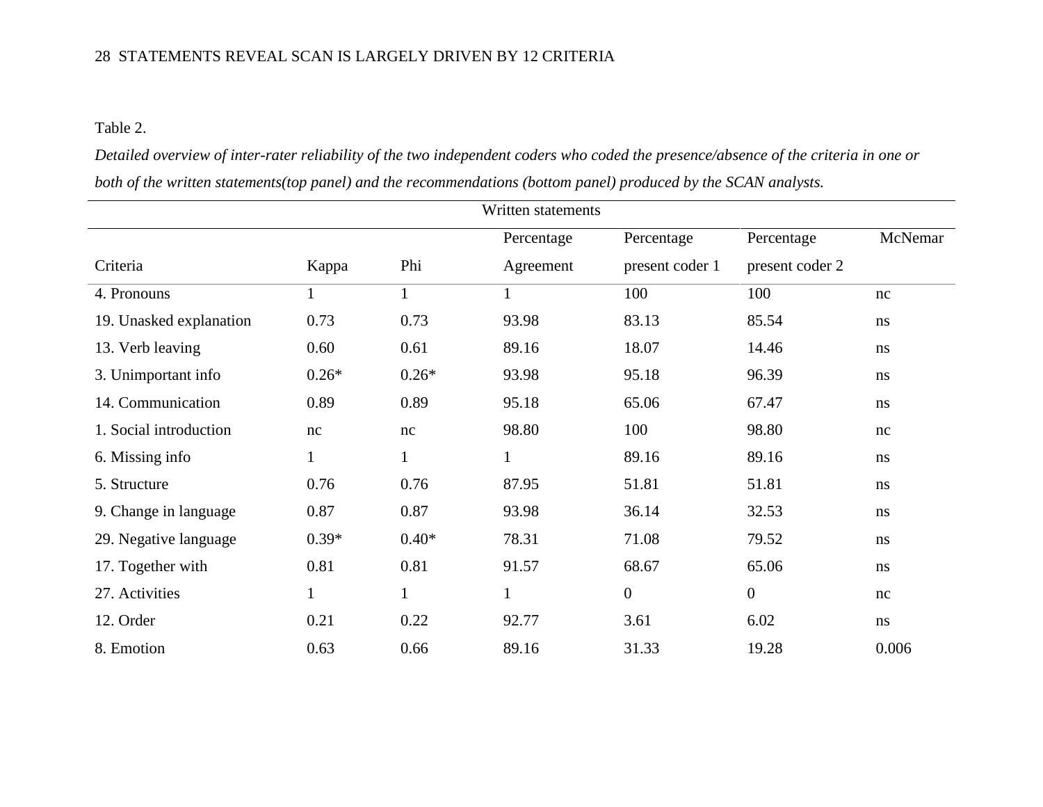Table 2.

*Detailed overview of inter-rater reliability of the two independent coders who coded the presence/absence of the criteria in one or both of the written statements(top panel) and the recommendations (bottom panel) produced by the SCAN analysts.*

| Written statements | | | | | | |
|---|---|---|---|---|---|---|
| Criteria | Kappa | Phi | Percentage Agreement | Percentage present coder 1 | Percentage present coder 2 | McNemar |
| 4. Pronouns | 1 | 1 | 1 | 100 | 100 | nc |
| 19. Unasked explanation | 0.73 | 0.73 | 93.98 | 83.13 | 85.54 | ns |
| 13. Verb leaving | 0.60 | 0.61 | 89.16 | 18.07 | 14.46 | ns |
| 3. Unimportant info | 0.26* | 0.26* | 93.98 | 95.18 | 96.39 | ns |
| 14. Communication | 0.89 | 0.89 | 95.18 | 65.06 | 67.47 | ns |
| 1. Social introduction | nc | nc | 98.80 | 100 | 98.80 | nc |
| 6. Missing info | 1 | 1 | 1 | 89.16 | 89.16 | ns |
| 5. Structure | 0.76 | 0.76 | 87.95 | 51.81 | 51.81 | ns |
| 9. Change in language | 0.87 | 0.87 | 93.98 | 36.14 | 32.53 | ns |
| 29. Negative language | 0.39* | 0.40* | 78.31 | 71.08 | 79.52 | ns |
| 17. Together with | 0.81 | 0.81 | 91.57 | 68.67 | 65.06 | ns |
| 27. Activities | 1 | 1 | 1 | 0 | 0 | nc |
| 12. Order | 0.21 | 0.22 | 92.77 | 3.61 | 6.02 | ns |
| 8. Emotion | 0.63 | 0.66 | 89.16 | 31.33 | 19.28 | 0.006 |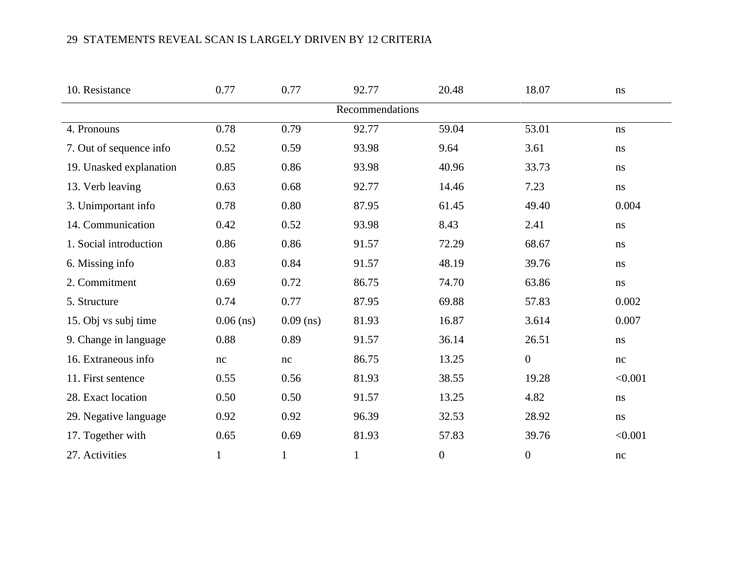| | | | | | | |
|---|---|---|---|---|---|---|
| 10. Resistance | 0.77 | 0.77 | 92.77 | 20.48 | 18.07 | ns |
| | | | Recommendations | | | |
| 4. Pronouns | 0.78 | 0.79 | 92.77 | 59.04 | 53.01 | ns |
| 7. Out of sequence info | 0.52 | 0.59 | 93.98 | 9.64 | 3.61 | ns |
| 19. Unasked explanation | 0.85 | 0.86 | 93.98 | 40.96 | 33.73 | ns |
| 13. Verb leaving | 0.63 | 0.68 | 92.77 | 14.46 | 7.23 | ns |
| 3. Unimportant info | 0.78 | 0.80 | 87.95 | 61.45 | 49.40 | 0.004 |
| 14. Communication | 0.42 | 0.52 | 93.98 | 8.43 | 2.41 | ns |
| 1. Social introduction | 0.86 | 0.86 | 91.57 | 72.29 | 68.67 | ns |
| 6. Missing info | 0.83 | 0.84 | 91.57 | 48.19 | 39.76 | ns |
| 2. Commitment | 0.69 | 0.72 | 86.75 | 74.70 | 63.86 | ns |
| 5. Structure | 0.74 | 0.77 | 87.95 | 69.88 | 57.83 | 0.002 |
| 15. Obj vs subj time | 0.06 (ns) | 0.09 (ns) | 81.93 | 16.87 | 3.614 | 0.007 |
| 9. Change in language | 0.88 | 0.89 | 91.57 | 36.14 | 26.51 | ns |
| 16. Extraneous info | nc | nc | 86.75 | 13.25 | 0 | nc |
| 11. First sentence | 0.55 | 0.56 | 81.93 | 38.55 | 19.28 | <0.001 |
| 28. Exact location | 0.50 | 0.50 | 91.57 | 13.25 | 4.82 | ns |
| 29. Negative language | 0.92 | 0.92 | 96.39 | 32.53 | 28.92 | ns |
| 17. Together with | 0.65 | 0.69 | 81.93 | 57.83 | 39.76 | <0.001 |
| 27. Activities | 1 | 1 | 1 | 0 | 0 | nc |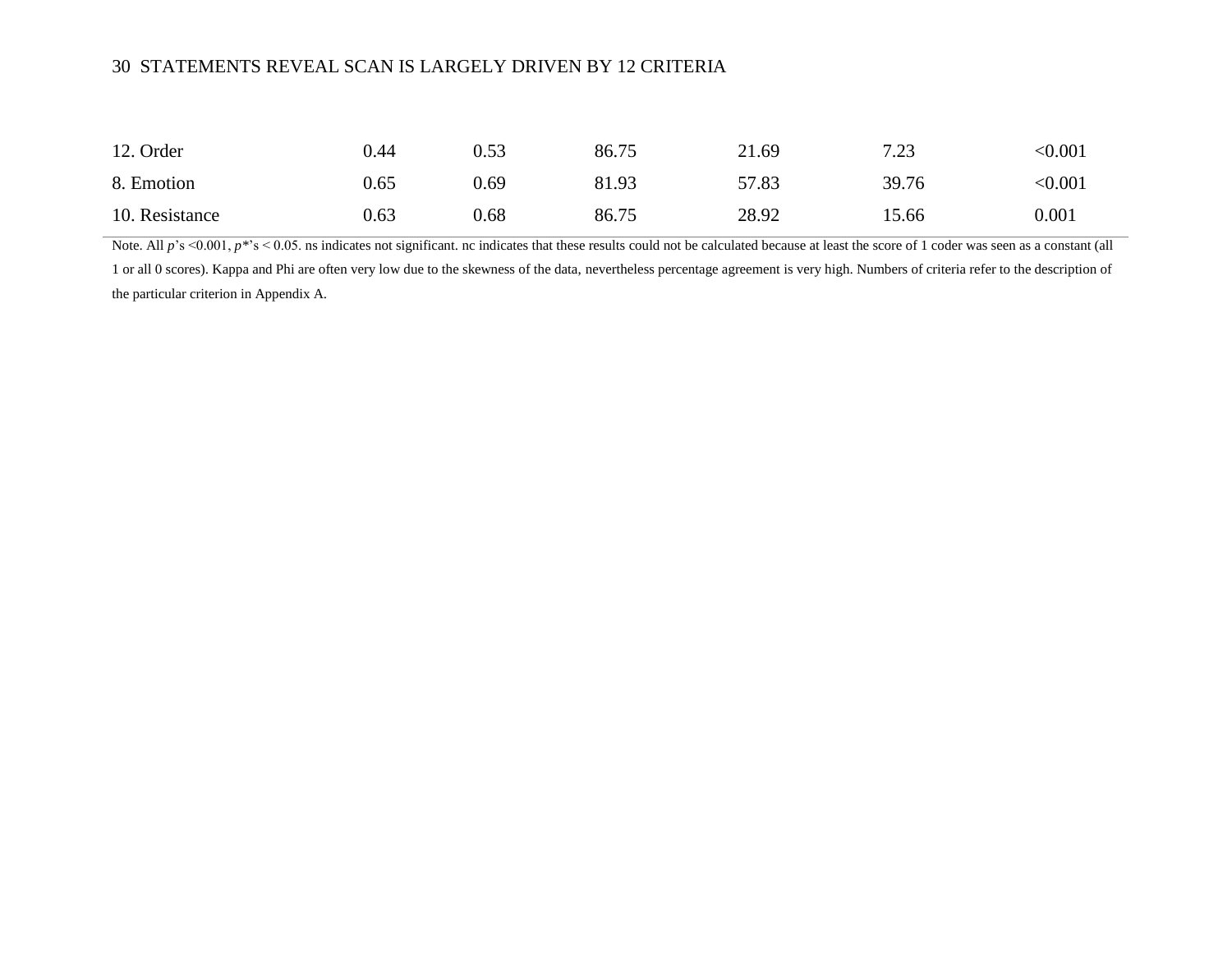| | | | | | | |
|---|---|---|---|---|---|---|
| 12. Order | 0.44 | 0.53 | 86.75 | 21.69 | 7.23 | <0.001 |
| 8. Emotion | 0.65 | 0.69 | 81.93 | 57.83 | 39.76 | <0.001 |
| 10. Resistance | 0.63 | 0.68 | 86.75 | 28.92 | 15.66 | 0.001 |

Note. All *p*'s <0.001, *p**'s < 0.05. ns indicates not significant. nc indicates that these results could not be calculated because at least the score of 1 coder was seen as a constant (all 1 or all 0 scores). Kappa and Phi are often very low due to the skewness of the data, nevertheless percentage agreement is very high. Numbers of criteria refer to the description of the particular criterion in Appendix A.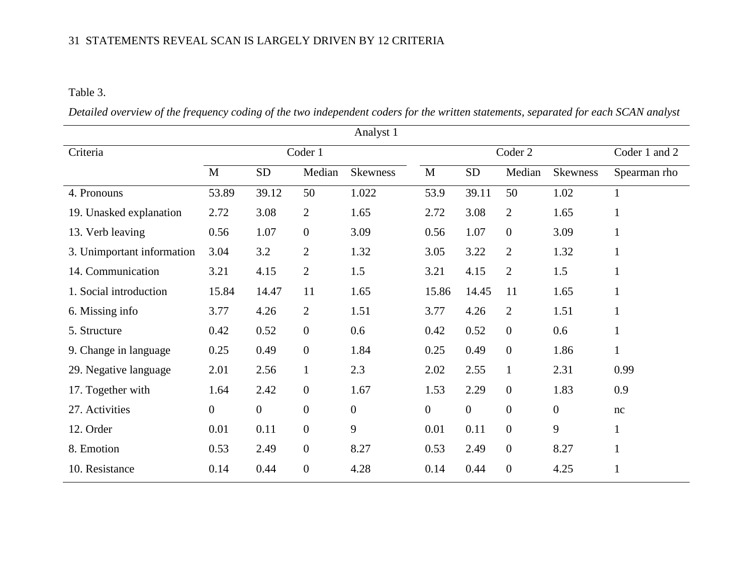Table 3.

*Detailed overview of the frequency coding of the two independent coders for the written statements, separated for each SCAN analyst*

| Analyst 1 | | | | | | | | | |
|---|---|---|---|---|---|---|---|---|---|
| Criteria | Coder 1 | | | | Coder 2 | | | | Coder 1 and 2 |
| | M | SD | Median | Skewness | M | SD | Median | Skewness | Spearman rho |
| 4. Pronouns | 53.89 | 39.12 | 50 | 1.022 | 53.9 | 39.11 | 50 | 1.02 | 1 |
| 19. Unasked explanation | 2.72 | 3.08 | 2 | 1.65 | 2.72 | 3.08 | 2 | 1.65 | 1 |
| 13. Verb leaving | 0.56 | 1.07 | 0 | 3.09 | 0.56 | 1.07 | 0 | 3.09 | 1 |
| 3. Unimportant information | 3.04 | 3.2 | 2 | 1.32 | 3.05 | 3.22 | 2 | 1.32 | 1 |
| 14. Communication | 3.21 | 4.15 | 2 | 1.5 | 3.21 | 4.15 | 2 | 1.5 | 1 |
| 1. Social introduction | 15.84 | 14.47 | 11 | 1.65 | 15.86 | 14.45 | 11 | 1.65 | 1 |
| 6. Missing info | 3.77 | 4.26 | 2 | 1.51 | 3.77 | 4.26 | 2 | 1.51 | 1 |
| 5. Structure | 0.42 | 0.52 | 0 | 0.6 | 0.42 | 0.52 | 0 | 0.6 | 1 |
| 9. Change in language | 0.25 | 0.49 | 0 | 1.84 | 0.25 | 0.49 | 0 | 1.86 | 1 |
| 29. Negative language | 2.01 | 2.56 | 1 | 2.3 | 2.02 | 2.55 | 1 | 2.31 | 0.99 |
| 17. Together with | 1.64 | 2.42 | 0 | 1.67 | 1.53 | 2.29 | 0 | 1.83 | 0.9 |
| 27. Activities | 0 | 0 | 0 | 0 | 0 | 0 | 0 | 0 | nc |
| 12. Order | 0.01 | 0.11 | 0 | 9 | 0.01 | 0.11 | 0 | 9 | 1 |
| 8. Emotion | 0.53 | 2.49 | 0 | 8.27 | 0.53 | 2.49 | 0 | 8.27 | 1 |
| 10. Resistance | 0.14 | 0.44 | 0 | 4.28 | 0.14 | 0.44 | 0 | 4.25 | 1 |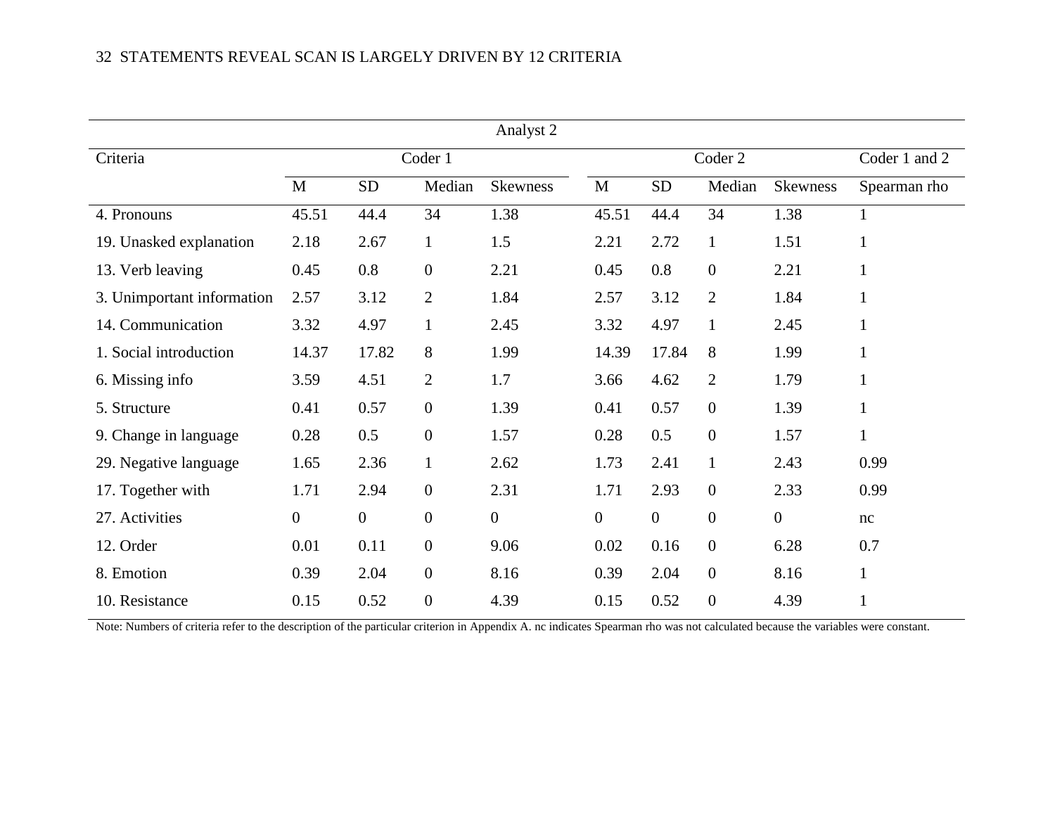| Analyst 2 | | | | | | | | | |
|---|---|---|---|---|---|---|---|---|---|
| Criteria | Coder 1 | | | | Coder 2 | | | | Coder 1 and 2 |
| | M | SD | Median | Skewness | M | SD | Median | Skewness | Spearman rho |
| 4. Pronouns | 45.51 | 44.4 | 34 | 1.38 | 45.51 | 44.4 | 34 | 1.38 | 1 |
| 19. Unasked explanation | 2.18 | 2.67 | 1 | 1.5 | 2.21 | 2.72 | 1 | 1.51 | 1 |
| 13. Verb leaving | 0.45 | 0.8 | 0 | 2.21 | 0.45 | 0.8 | 0 | 2.21 | 1 |
| 3. Unimportant information | 2.57 | 3.12 | 2 | 1.84 | 2.57 | 3.12 | 2 | 1.84 | 1 |
| 14. Communication | 3.32 | 4.97 | 1 | 2.45 | 3.32 | 4.97 | 1 | 2.45 | 1 |
| 1. Social introduction | 14.37 | 17.82 | 8 | 1.99 | 14.39 | 17.84 | 8 | 1.99 | 1 |
| 6. Missing info | 3.59 | 4.51 | 2 | 1.7 | 3.66 | 4.62 | 2 | 1.79 | 1 |
| 5. Structure | 0.41 | 0.57 | 0 | 1.39 | 0.41 | 0.57 | 0 | 1.39 | 1 |
| 9. Change in language | 0.28 | 0.5 | 0 | 1.57 | 0.28 | 0.5 | 0 | 1.57 | 1 |
| 29. Negative language | 1.65 | 2.36 | 1 | 2.62 | 1.73 | 2.41 | 1 | 2.43 | 0.99 |
| 17. Together with | 1.71 | 2.94 | 0 | 2.31 | 1.71 | 2.93 | 0 | 2.33 | 0.99 |
| 27. Activities | 0 | 0 | 0 | 0 | 0 | 0 | 0 | 0 | nc |
| 12. Order | 0.01 | 0.11 | 0 | 9.06 | 0.02 | 0.16 | 0 | 6.28 | 0.7 |
| 8. Emotion | 0.39 | 2.04 | 0 | 8.16 | 0.39 | 2.04 | 0 | 8.16 | 1 |
| 10. Resistance | 0.15 | 0.52 | 0 | 4.39 | 0.15 | 0.52 | 0 | 4.39 | 1 |

Note: Numbers of criteria refer to the description of the particular criterion in Appendix A. nc indicates Spearman rho was not calculated because the variables were constant.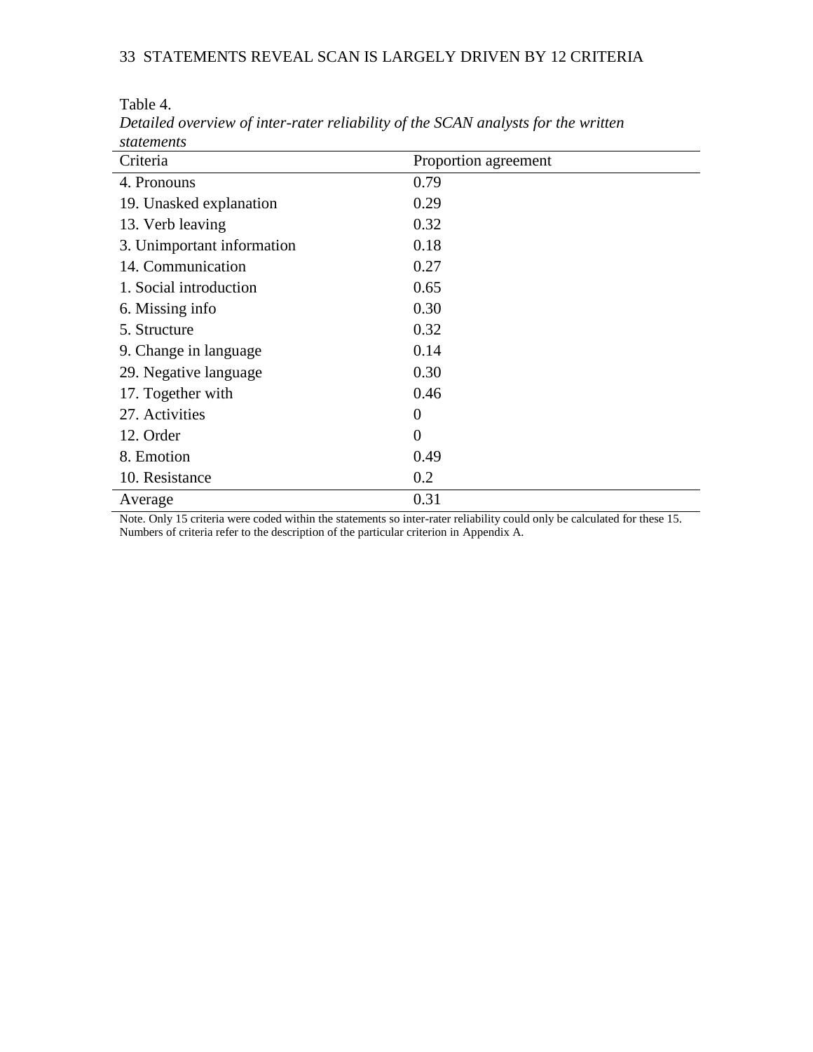Table 4.

*Detailed overview of inter-rater reliability of the SCAN analysts for the written statements*

| Criteria | Proportion agreement |
|---|---|
| 4. Pronouns | 0.79 |
| 19. Unasked explanation | 0.29 |
| 13. Verb leaving | 0.32 |
| 3. Unimportant information | 0.18 |
| 14. Communication | 0.27 |
| 1. Social introduction | 0.65 |
| 6. Missing info | 0.30 |
| 5. Structure | 0.32 |
| 9. Change in language | 0.14 |
| 29. Negative language | 0.30 |
| 17. Together with | 0.46 |
| 27. Activities | 0 |
| 12. Order | 0 |
| 8. Emotion | 0.49 |
| 10. Resistance | 0.2 |
| Average | 0.31 |

Note. Only 15 criteria were coded within the statements so inter-rater reliability could only be calculated for these 15. Numbers of criteria refer to the description of the particular criterion in Appendix A.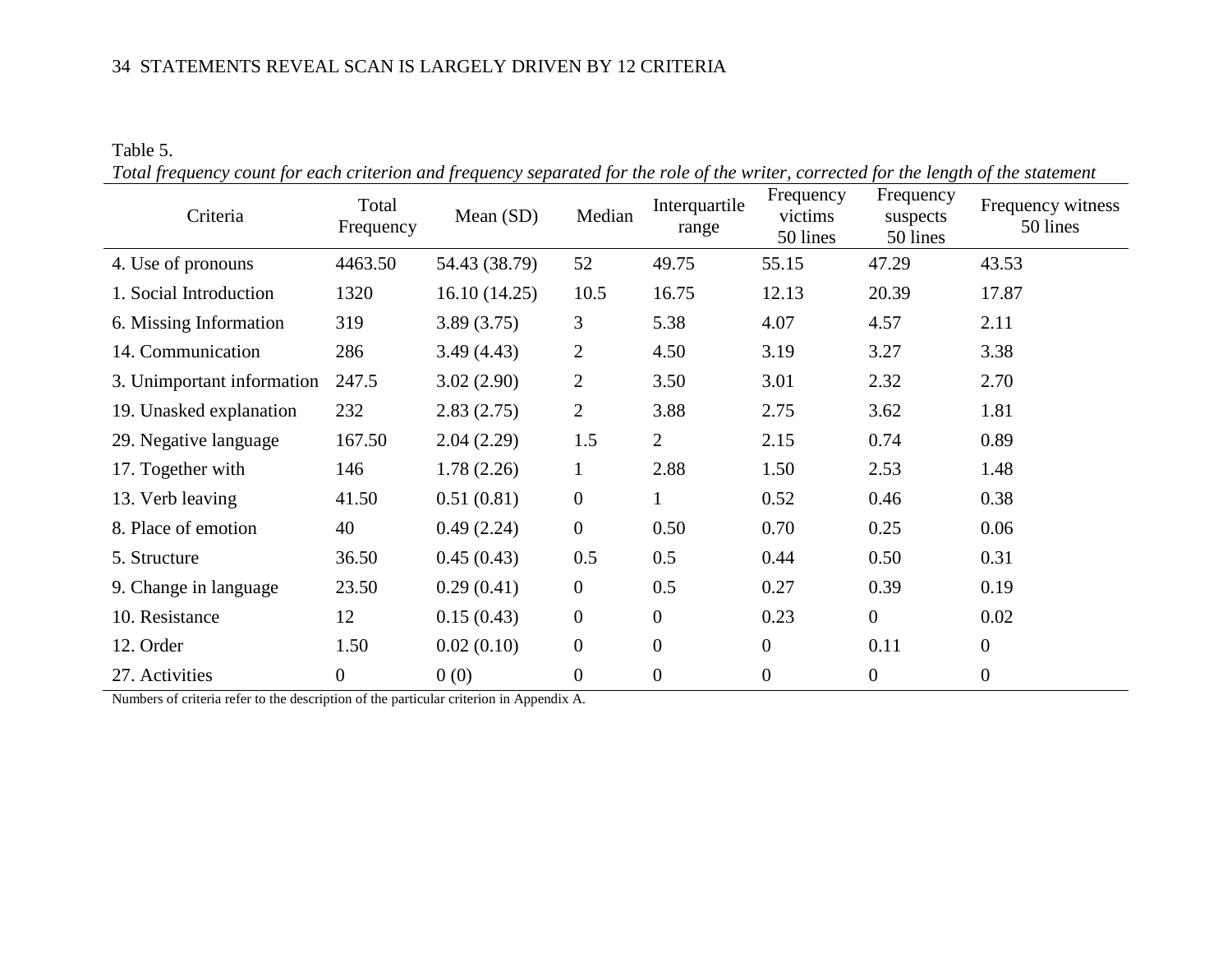Table 5.

*Total frequency count for each criterion and frequency separated for the role of the writer, corrected for the length of the statement*

| Criteria | Total Frequency | Mean (SD) | Median | Interquartile range | Frequency victims 50 lines | Frequency suspects 50 lines | Frequency witness 50 lines |
|---|---|---|---|---|---|---|---|
| 4. Use of pronouns | 4463.50 | 54.43 (38.79) | 52 | 49.75 | 55.15 | 47.29 | 43.53 |
| 1. Social Introduction | 1320 | 16.10 (14.25) | 10.5 | 16.75 | 12.13 | 20.39 | 17.87 |
| 6. Missing Information | 319 | 3.89 (3.75) | 3 | 5.38 | 4.07 | 4.57 | 2.11 |
| 14. Communication | 286 | 3.49 (4.43) | 2 | 4.50 | 3.19 | 3.27 | 3.38 |
| 3. Unimportant information | 247.5 | 3.02 (2.90) | 2 | 3.50 | 3.01 | 2.32 | 2.70 |
| 19. Unasked explanation | 232 | 2.83 (2.75) | 2 | 3.88 | 2.75 | 3.62 | 1.81 |
| 29. Negative language | 167.50 | 2.04 (2.29) | 1.5 | 2 | 2.15 | 0.74 | 0.89 |
| 17. Together with | 146 | 1.78 (2.26) | 1 | 2.88 | 1.50 | 2.53 | 1.48 |
| 13. Verb leaving | 41.50 | 0.51 (0.81) | 0 | 1 | 0.52 | 0.46 | 0.38 |
| 8. Place of emotion | 40 | 0.49 (2.24) | 0 | 0.50 | 0.70 | 0.25 | 0.06 |
| 5. Structure | 36.50 | 0.45 (0.43) | 0.5 | 0.5 | 0.44 | 0.50 | 0.31 |
| 9. Change in language | 23.50 | 0.29 (0.41) | 0 | 0.5 | 0.27 | 0.39 | 0.19 |
| 10. Resistance | 12 | 0.15 (0.43) | 0 | 0 | 0.23 | 0 | 0.02 |
| 12. Order | 1.50 | 0.02 (0.10) | 0 | 0 | 0 | 0.11 | 0 |
| 27. Activities | 0 | 0 (0) | 0 | 0 | 0 | 0 | 0 |

Numbers of criteria refer to the description of the particular criterion in Appendix A.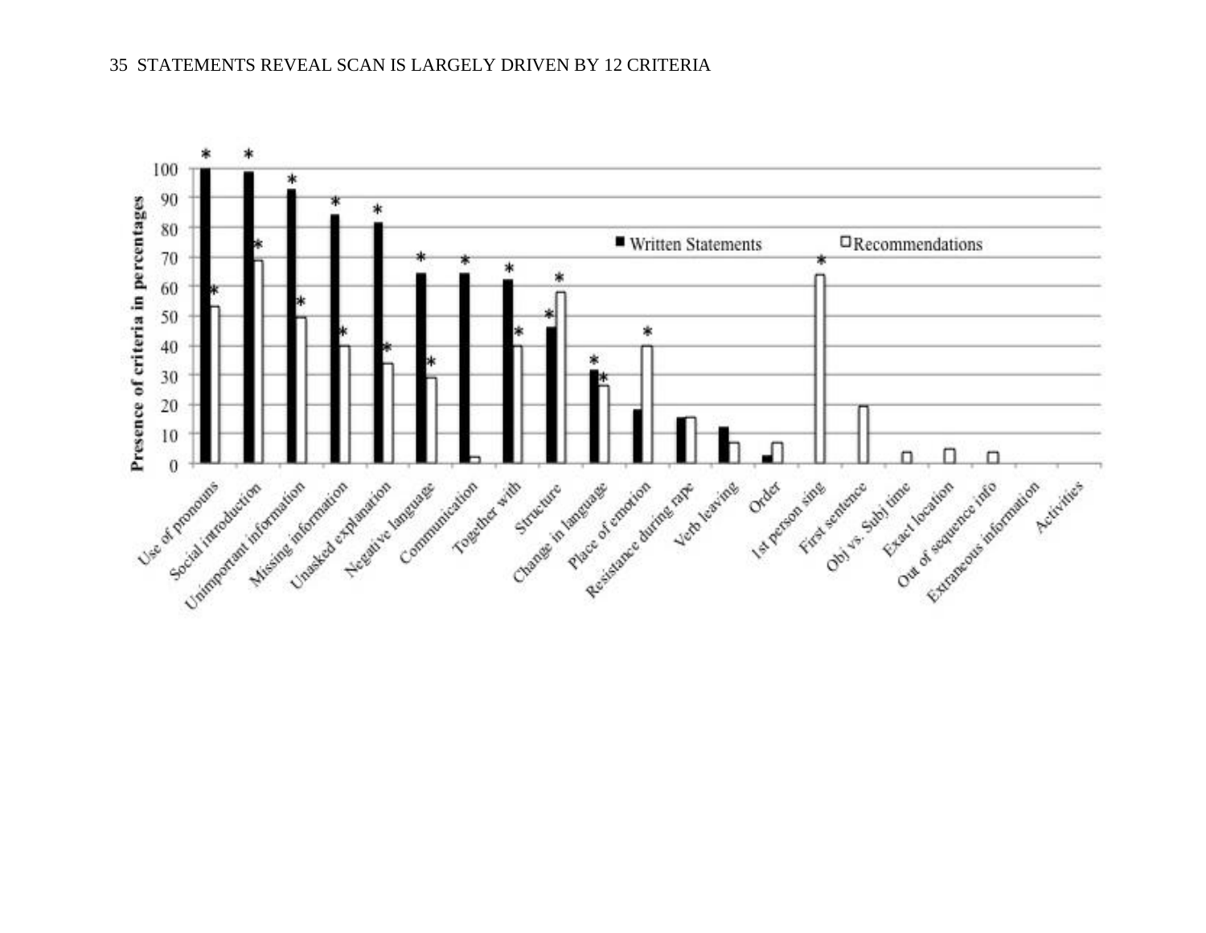Presence of criteria in percentages

■ Written Statements □ Recommendations

Use of pronouns, Social introduction, Unimportant information, Missing information, Unasked explanation, Negative language, Communication, Together with, Structure, Change in language, Place of emotion, Resistance during rape, Verb leaving, Order, 1st person sing, First sentence, Obj vs. Subj time, Exact location, Out of sequence info, Extraneous information, Activities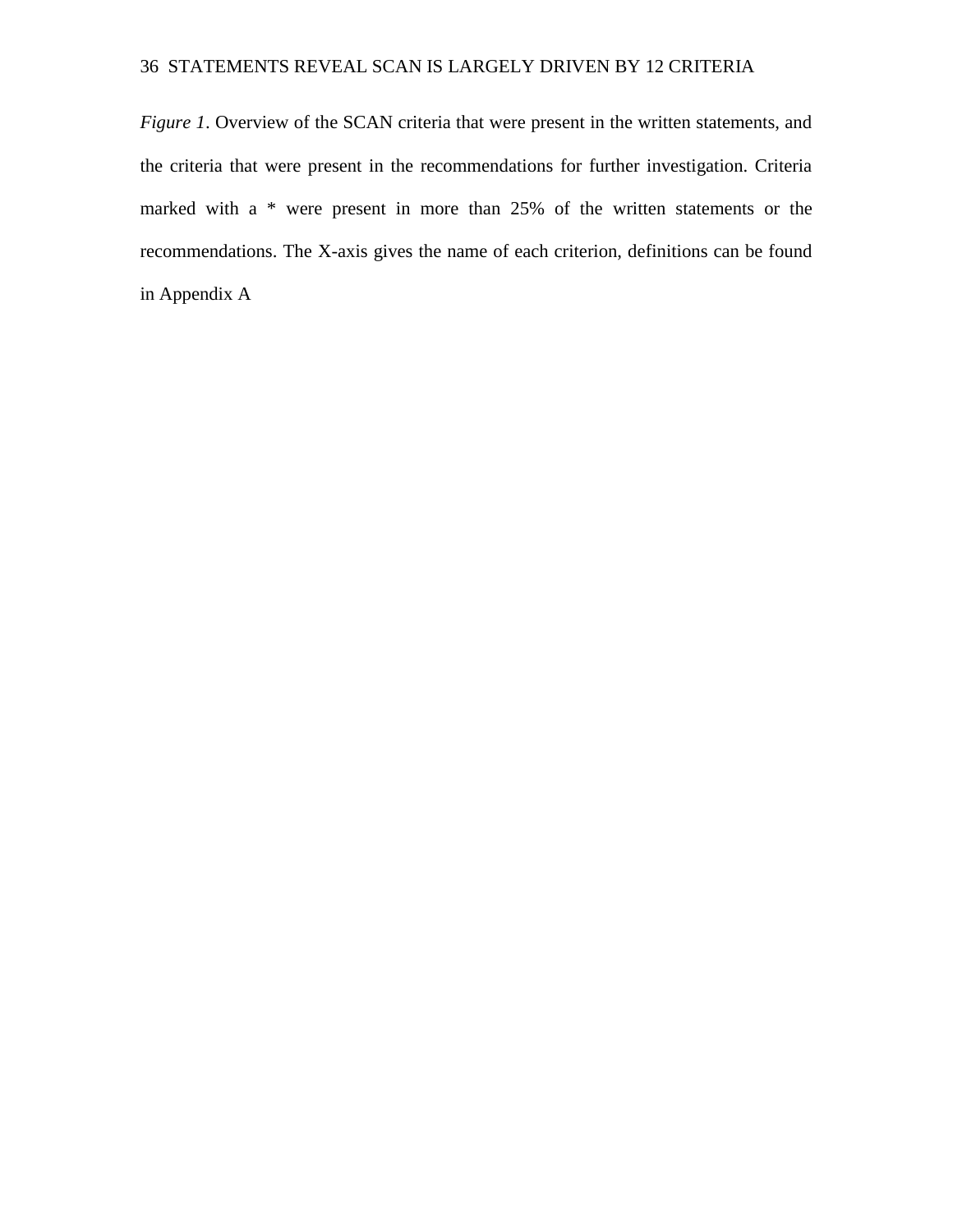*Figure 1*. Overview of the SCAN criteria that were present in the written statements, and the criteria that were present in the recommendations for further investigation. Criteria marked with a * were present in more than 25% of the written statements or the recommendations. The X-axis gives the name of each criterion, definitions can be found in Appendix A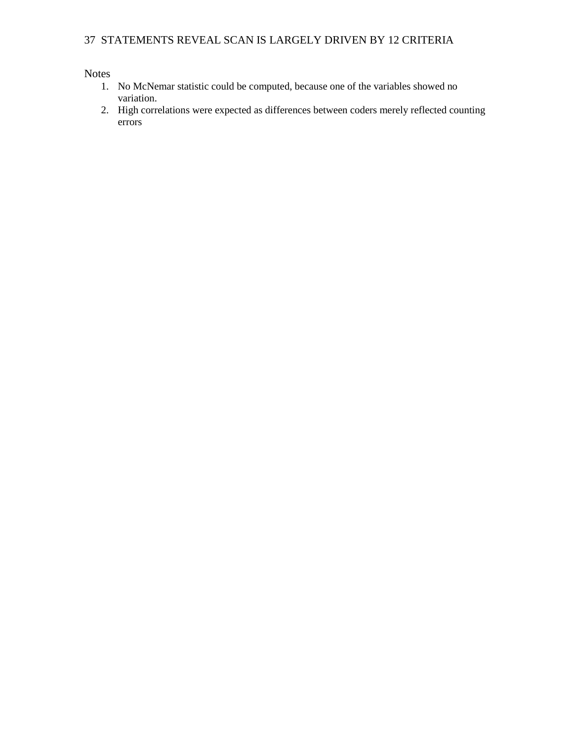Notes

1. No McNemar statistic could be computed, because one of the variables showed no variation.
2. High correlations were expected as differences between coders merely reflected counting errors